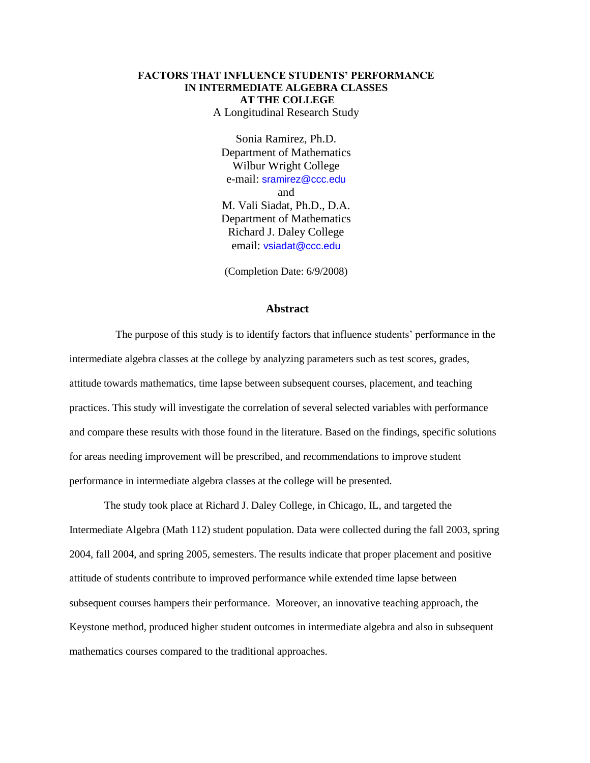# FACTORS THAT INFLUENCE STUDENTS' PERFORMANCE IN INTERMEDIATE ALGEBRA CLASSES AT THE COLLEGE

A Longitudinal Research Study

Sonia Ramirez, Ph.D.
Department of Mathematics
Wilbur Wright College
e-mail: sramirez@ccc.edu

and

M. Vali Siadat, Ph.D., D.A.
Department of Mathematics
Richard J. Daley College
email: vsiadat@ccc.edu

(Completion Date: 6/9/2008)

## Abstract

The purpose of this study is to identify factors that influence students' performance in the intermediate algebra classes at the college by analyzing parameters such as test scores, grades, attitude towards mathematics, time lapse between subsequent courses, placement, and teaching practices. This study will investigate the correlation of several selected variables with performance and compare these results with those found in the literature. Based on the findings, specific solutions for areas needing improvement will be prescribed, and recommendations to improve student performance in intermediate algebra classes at the college will be presented.

The study took place at Richard J. Daley College, in Chicago, IL, and targeted the Intermediate Algebra (Math 112) student population. Data were collected during the fall 2003, spring 2004, fall 2004, and spring 2005, semesters. The results indicate that proper placement and positive attitude of students contribute to improved performance while extended time lapse between subsequent courses hampers their performance. Moreover, an innovative teaching approach, the Keystone method, produced higher student outcomes in intermediate algebra and also in subsequent mathematics courses compared to the traditional approaches.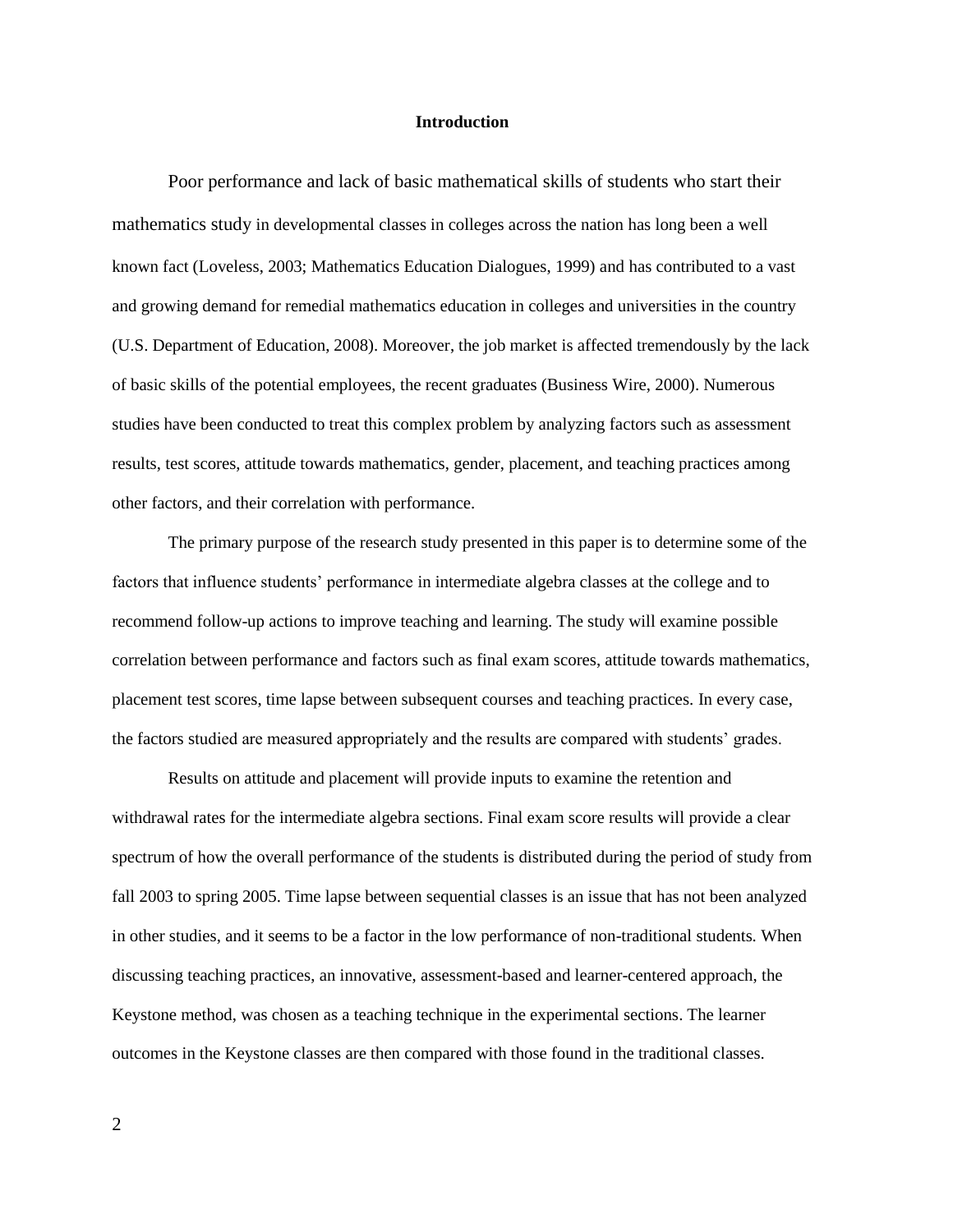# Introduction

Poor performance and lack of basic mathematical skills of students who start their mathematics study in developmental classes in colleges across the nation has long been a well known fact (Loveless, 2003; Mathematics Education Dialogues, 1999) and has contributed to a vast and growing demand for remedial mathematics education in colleges and universities in the country (U.S. Department of Education, 2008). Moreover, the job market is affected tremendously by the lack of basic skills of the potential employees, the recent graduates (Business Wire, 2000). Numerous studies have been conducted to treat this complex problem by analyzing factors such as assessment results, test scores, attitude towards mathematics, gender, placement, and teaching practices among other factors, and their correlation with performance.

The primary purpose of the research study presented in this paper is to determine some of the factors that influence students' performance in intermediate algebra classes at the college and to recommend follow-up actions to improve teaching and learning. The study will examine possible correlation between performance and factors such as final exam scores, attitude towards mathematics, placement test scores, time lapse between subsequent courses and teaching practices. In every case, the factors studied are measured appropriately and the results are compared with students' grades.

Results on attitude and placement will provide inputs to examine the retention and withdrawal rates for the intermediate algebra sections. Final exam score results will provide a clear spectrum of how the overall performance of the students is distributed during the period of study from fall 2003 to spring 2005. Time lapse between sequential classes is an issue that has not been analyzed in other studies, and it seems to be a factor in the low performance of non-traditional students. When discussing teaching practices, an innovative, assessment-based and learner-centered approach, the Keystone method, was chosen as a teaching technique in the experimental sections. The learner outcomes in the Keystone classes are then compared with those found in the traditional classes.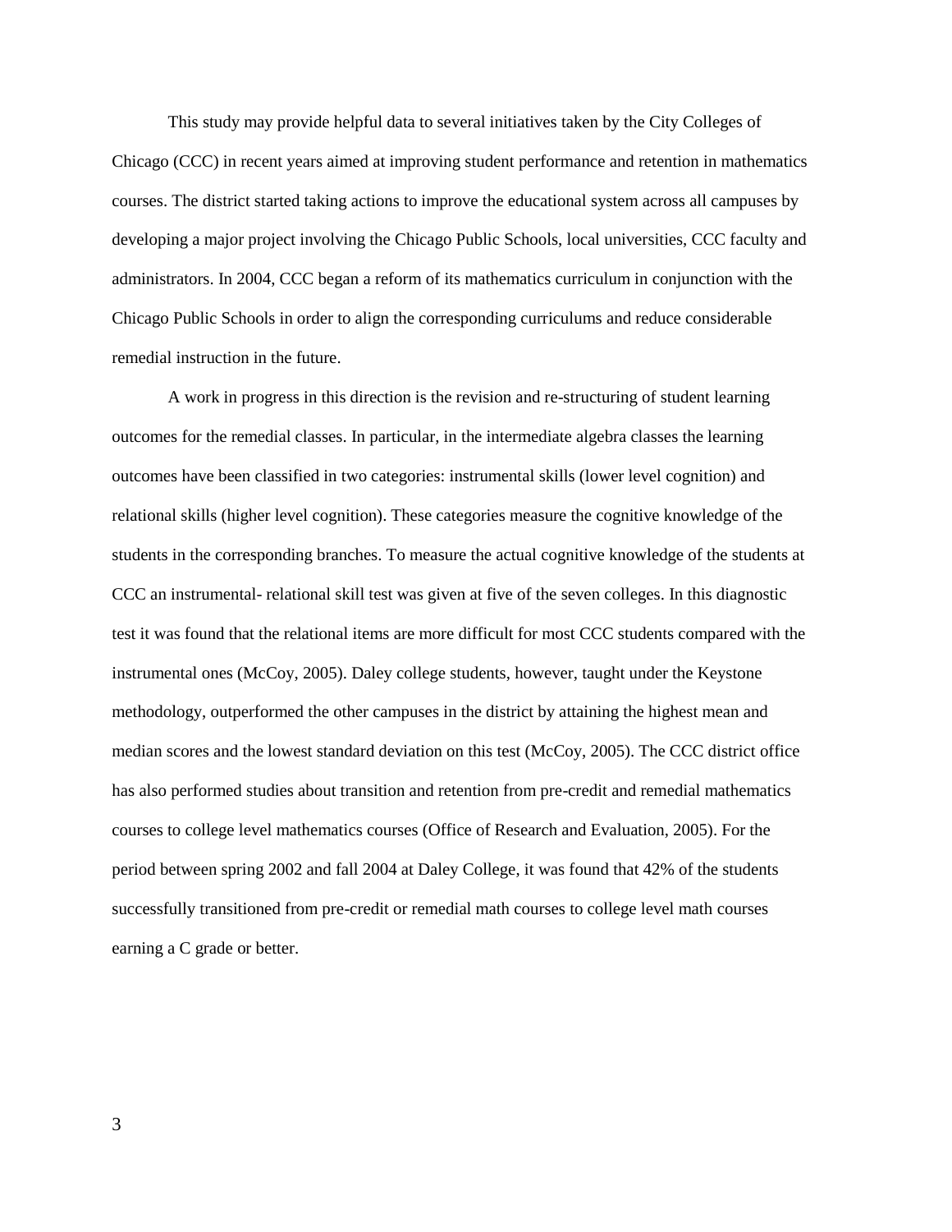This study may provide helpful data to several initiatives taken by the City Colleges of Chicago (CCC) in recent years aimed at improving student performance and retention in mathematics courses. The district started taking actions to improve the educational system across all campuses by developing a major project involving the Chicago Public Schools, local universities, CCC faculty and administrators. In 2004, CCC began a reform of its mathematics curriculum in conjunction with the Chicago Public Schools in order to align the corresponding curriculums and reduce considerable remedial instruction in the future.

A work in progress in this direction is the revision and re-structuring of student learning outcomes for the remedial classes. In particular, in the intermediate algebra classes the learning outcomes have been classified in two categories: instrumental skills (lower level cognition) and relational skills (higher level cognition). These categories measure the cognitive knowledge of the students in the corresponding branches. To measure the actual cognitive knowledge of the students at CCC an instrumental- relational skill test was given at five of the seven colleges. In this diagnostic test it was found that the relational items are more difficult for most CCC students compared with the instrumental ones (McCoy, 2005). Daley college students, however, taught under the Keystone methodology, outperformed the other campuses in the district by attaining the highest mean and median scores and the lowest standard deviation on this test (McCoy, 2005). The CCC district office has also performed studies about transition and retention from pre-credit and remedial mathematics courses to college level mathematics courses (Office of Research and Evaluation, 2005). For the period between spring 2002 and fall 2004 at Daley College, it was found that 42% of the students successfully transitioned from pre-credit or remedial math courses to college level math courses earning a C grade or better.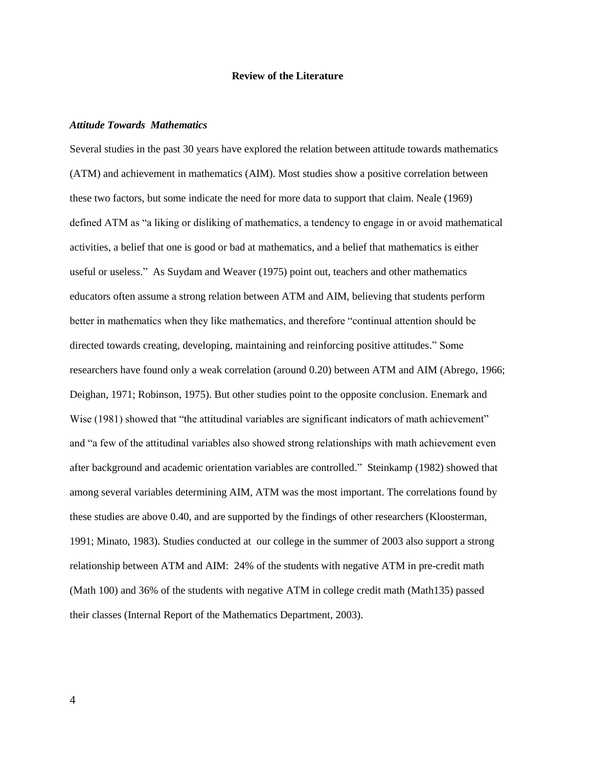## Review of the Literature

### *Attitude Towards Mathematics*

Several studies in the past 30 years have explored the relation between attitude towards mathematics (ATM) and achievement in mathematics (AIM). Most studies show a positive correlation between these two factors, but some indicate the need for more data to support that claim. Neale (1969) defined ATM as "a liking or disliking of mathematics, a tendency to engage in or avoid mathematical activities, a belief that one is good or bad at mathematics, and a belief that mathematics is either useful or useless." As Suydam and Weaver (1975) point out, teachers and other mathematics educators often assume a strong relation between ATM and AIM, believing that students perform better in mathematics when they like mathematics, and therefore "continual attention should be directed towards creating, developing, maintaining and reinforcing positive attitudes." Some researchers have found only a weak correlation (around 0.20) between ATM and AIM (Abrego, 1966; Deighan, 1971; Robinson, 1975). But other studies point to the opposite conclusion. Enemark and Wise (1981) showed that "the attitudinal variables are significant indicators of math achievement" and "a few of the attitudinal variables also showed strong relationships with math achievement even after background and academic orientation variables are controlled." Steinkamp (1982) showed that among several variables determining AIM, ATM was the most important. The correlations found by these studies are above 0.40, and are supported by the findings of other researchers (Kloosterman, 1991; Minato, 1983). Studies conducted at our college in the summer of 2003 also support a strong relationship between ATM and AIM: 24% of the students with negative ATM in pre-credit math (Math 100) and 36% of the students with negative ATM in college credit math (Math135) passed their classes (Internal Report of the Mathematics Department, 2003).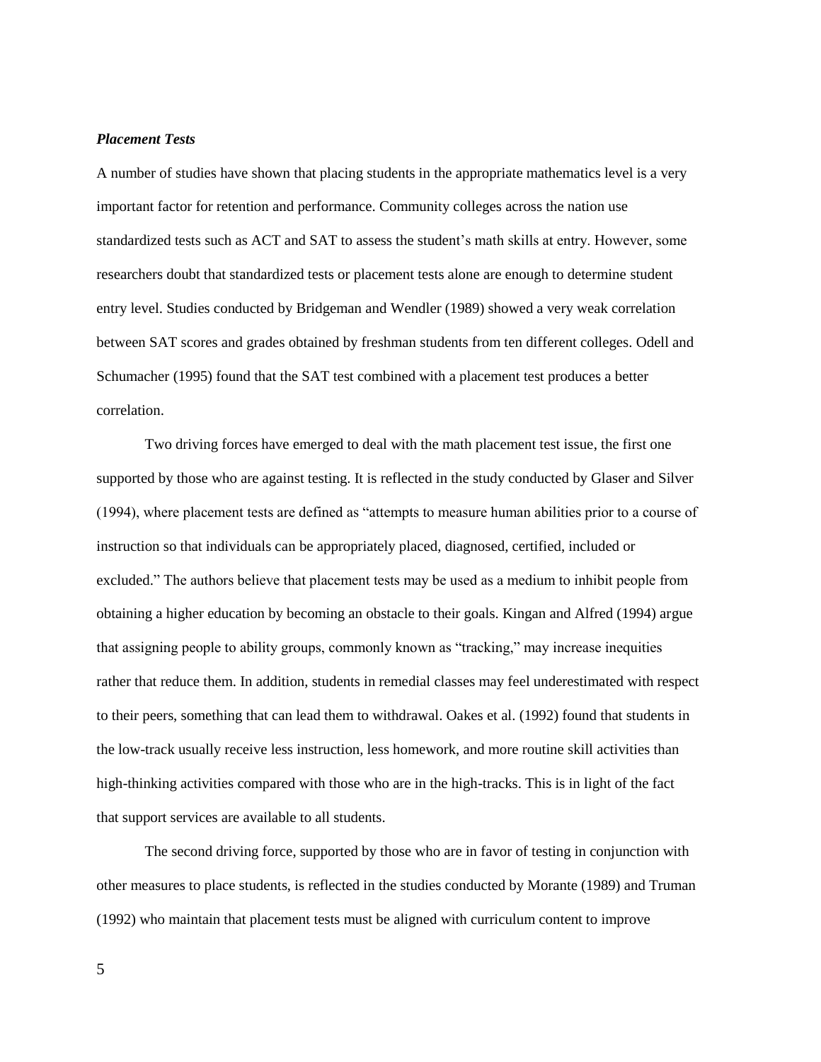***Placement Tests***

A number of studies have shown that placing students in the appropriate mathematics level is a very important factor for retention and performance. Community colleges across the nation use standardized tests such as ACT and SAT to assess the student's math skills at entry. However, some researchers doubt that standardized tests or placement tests alone are enough to determine student entry level. Studies conducted by Bridgeman and Wendler (1989) showed a very weak correlation between SAT scores and grades obtained by freshman students from ten different colleges. Odell and Schumacher (1995) found that the SAT test combined with a placement test produces a better correlation.

Two driving forces have emerged to deal with the math placement test issue, the first one supported by those who are against testing. It is reflected in the study conducted by Glaser and Silver (1994), where placement tests are defined as "attempts to measure human abilities prior to a course of instruction so that individuals can be appropriately placed, diagnosed, certified, included or excluded." The authors believe that placement tests may be used as a medium to inhibit people from obtaining a higher education by becoming an obstacle to their goals. Kingan and Alfred (1994) argue that assigning people to ability groups, commonly known as "tracking," may increase inequities rather that reduce them. In addition, students in remedial classes may feel underestimated with respect to their peers, something that can lead them to withdrawal. Oakes et al. (1992) found that students in the low-track usually receive less instruction, less homework, and more routine skill activities than high-thinking activities compared with those who are in the high-tracks. This is in light of the fact that support services are available to all students.

The second driving force, supported by those who are in favor of testing in conjunction with other measures to place students, is reflected in the studies conducted by Morante (1989) and Truman (1992) who maintain that placement tests must be aligned with curriculum content to improve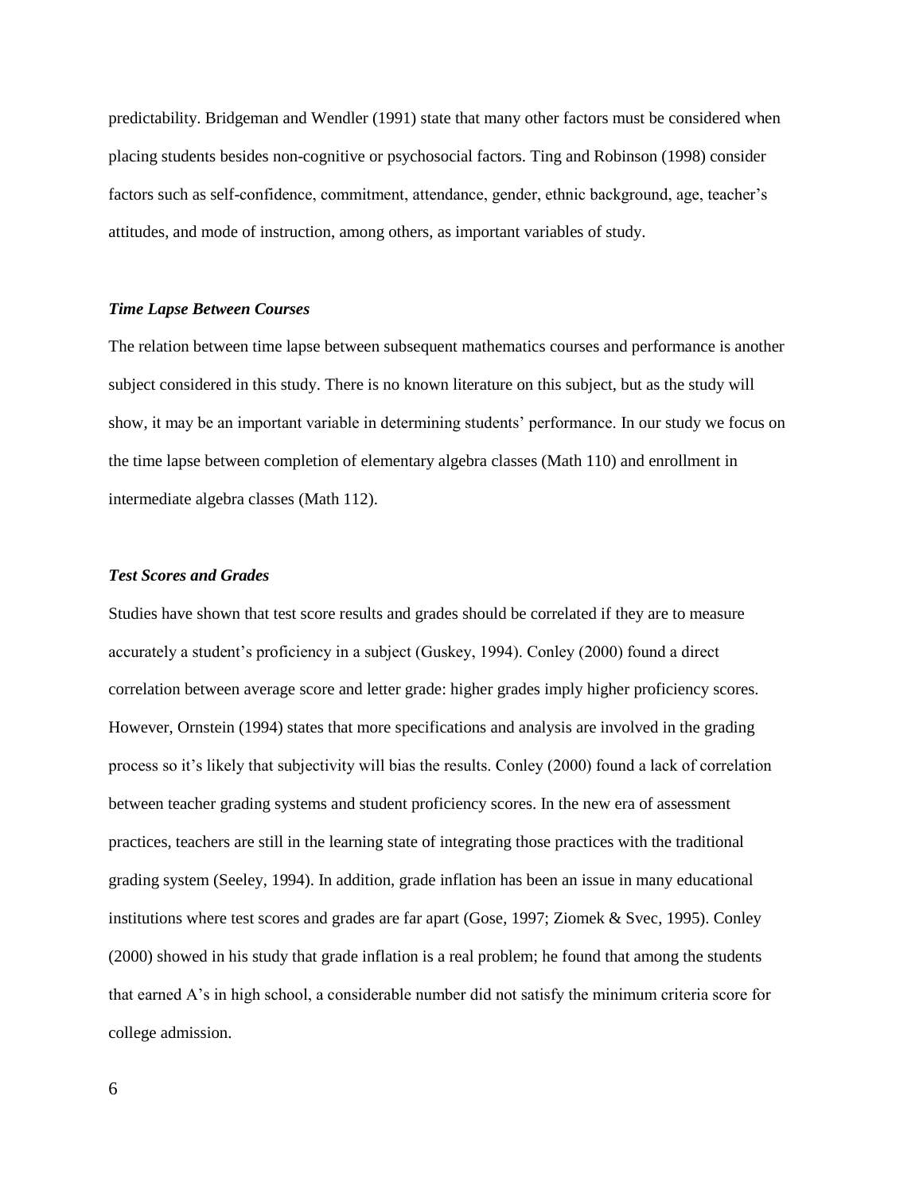predictability. Bridgeman and Wendler (1991) state that many other factors must be considered when placing students besides non-cognitive or psychosocial factors. Ting and Robinson (1998) consider factors such as self-confidence, commitment, attendance, gender, ethnic background, age, teacher's attitudes, and mode of instruction, among others, as important variables of study.

### *Time Lapse Between Courses*

The relation between time lapse between subsequent mathematics courses and performance is another subject considered in this study. There is no known literature on this subject, but as the study will show, it may be an important variable in determining students' performance. In our study we focus on the time lapse between completion of elementary algebra classes (Math 110) and enrollment in intermediate algebra classes (Math 112).

### *Test Scores and Grades*

Studies have shown that test score results and grades should be correlated if they are to measure accurately a student's proficiency in a subject (Guskey, 1994). Conley (2000) found a direct correlation between average score and letter grade: higher grades imply higher proficiency scores. However, Ornstein (1994) states that more specifications and analysis are involved in the grading process so it's likely that subjectivity will bias the results. Conley (2000) found a lack of correlation between teacher grading systems and student proficiency scores. In the new era of assessment practices, teachers are still in the learning state of integrating those practices with the traditional grading system (Seeley, 1994). In addition, grade inflation has been an issue in many educational institutions where test scores and grades are far apart (Gose, 1997; Ziomek & Svec, 1995). Conley (2000) showed in his study that grade inflation is a real problem; he found that among the students that earned A's in high school, a considerable number did not satisfy the minimum criteria score for college admission.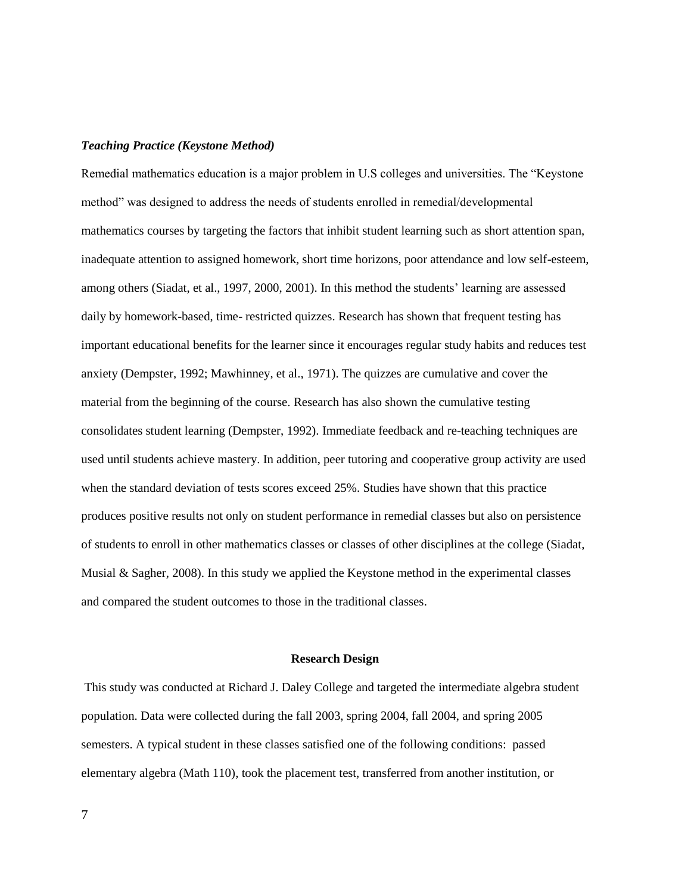***Teaching Practice (Keystone Method)***

Remedial mathematics education is a major problem in U.S colleges and universities. The "Keystone method" was designed to address the needs of students enrolled in remedial/developmental mathematics courses by targeting the factors that inhibit student learning such as short attention span, inadequate attention to assigned homework, short time horizons, poor attendance and low self-esteem, among others (Siadat, et al., 1997, 2000, 2001). In this method the students' learning are assessed daily by homework-based, time- restricted quizzes. Research has shown that frequent testing has important educational benefits for the learner since it encourages regular study habits and reduces test anxiety (Dempster, 1992; Mawhinney, et al., 1971). The quizzes are cumulative and cover the material from the beginning of the course. Research has also shown the cumulative testing consolidates student learning (Dempster, 1992). Immediate feedback and re-teaching techniques are used until students achieve mastery. In addition, peer tutoring and cooperative group activity are used when the standard deviation of tests scores exceed 25%. Studies have shown that this practice produces positive results not only on student performance in remedial classes but also on persistence of students to enroll in other mathematics classes or classes of other disciplines at the college (Siadat, Musial & Sagher, 2008). In this study we applied the Keystone method in the experimental classes and compared the student outcomes to those in the traditional classes.

## Research Design

This study was conducted at Richard J. Daley College and targeted the intermediate algebra student population. Data were collected during the fall 2003, spring 2004, fall 2004, and spring 2005 semesters. A typical student in these classes satisfied one of the following conditions: passed elementary algebra (Math 110), took the placement test, transferred from another institution, or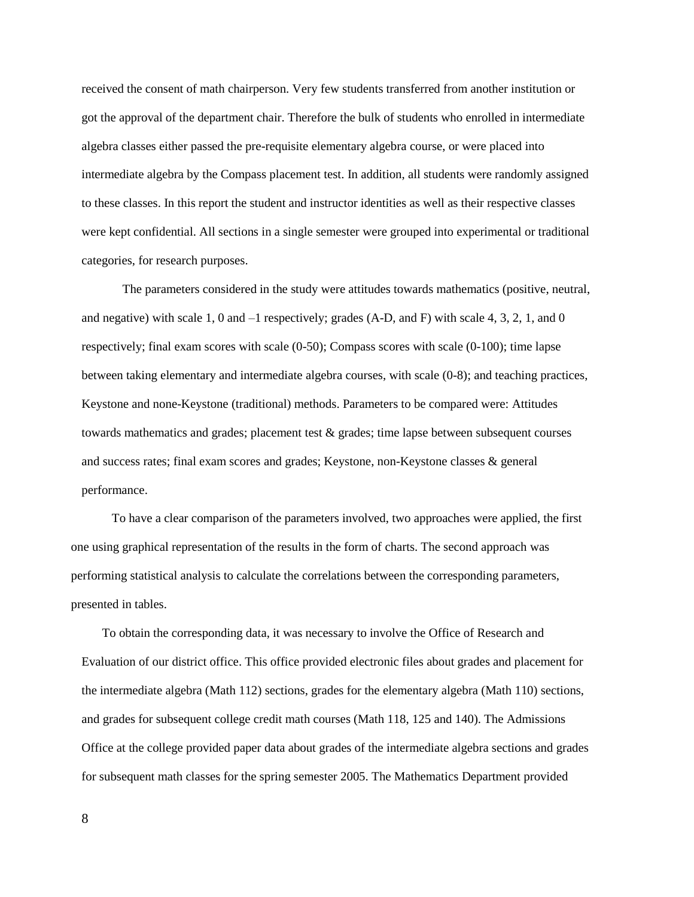received the consent of math chairperson. Very few students transferred from another institution or got the approval of the department chair. Therefore the bulk of students who enrolled in intermediate algebra classes either passed the pre-requisite elementary algebra course, or were placed into intermediate algebra by the Compass placement test. In addition, all students were randomly assigned to these classes. In this report the student and instructor identities as well as their respective classes were kept confidential. All sections in a single semester were grouped into experimental or traditional categories, for research purposes.

The parameters considered in the study were attitudes towards mathematics (positive, neutral, and negative) with scale 1, 0 and –1 respectively; grades (A-D, and F) with scale 4, 3, 2, 1, and 0 respectively; final exam scores with scale (0-50); Compass scores with scale (0-100); time lapse between taking elementary and intermediate algebra courses, with scale (0-8); and teaching practices, Keystone and none-Keystone (traditional) methods. Parameters to be compared were: Attitudes towards mathematics and grades; placement test & grades; time lapse between subsequent courses and success rates; final exam scores and grades; Keystone, non-Keystone classes & general performance.

To have a clear comparison of the parameters involved, two approaches were applied, the first one using graphical representation of the results in the form of charts. The second approach was performing statistical analysis to calculate the correlations between the corresponding parameters, presented in tables.

To obtain the corresponding data, it was necessary to involve the Office of Research and Evaluation of our district office. This office provided electronic files about grades and placement for the intermediate algebra (Math 112) sections, grades for the elementary algebra (Math 110) sections, and grades for subsequent college credit math courses (Math 118, 125 and 140). The Admissions Office at the college provided paper data about grades of the intermediate algebra sections and grades for subsequent math classes for the spring semester 2005. The Mathematics Department provided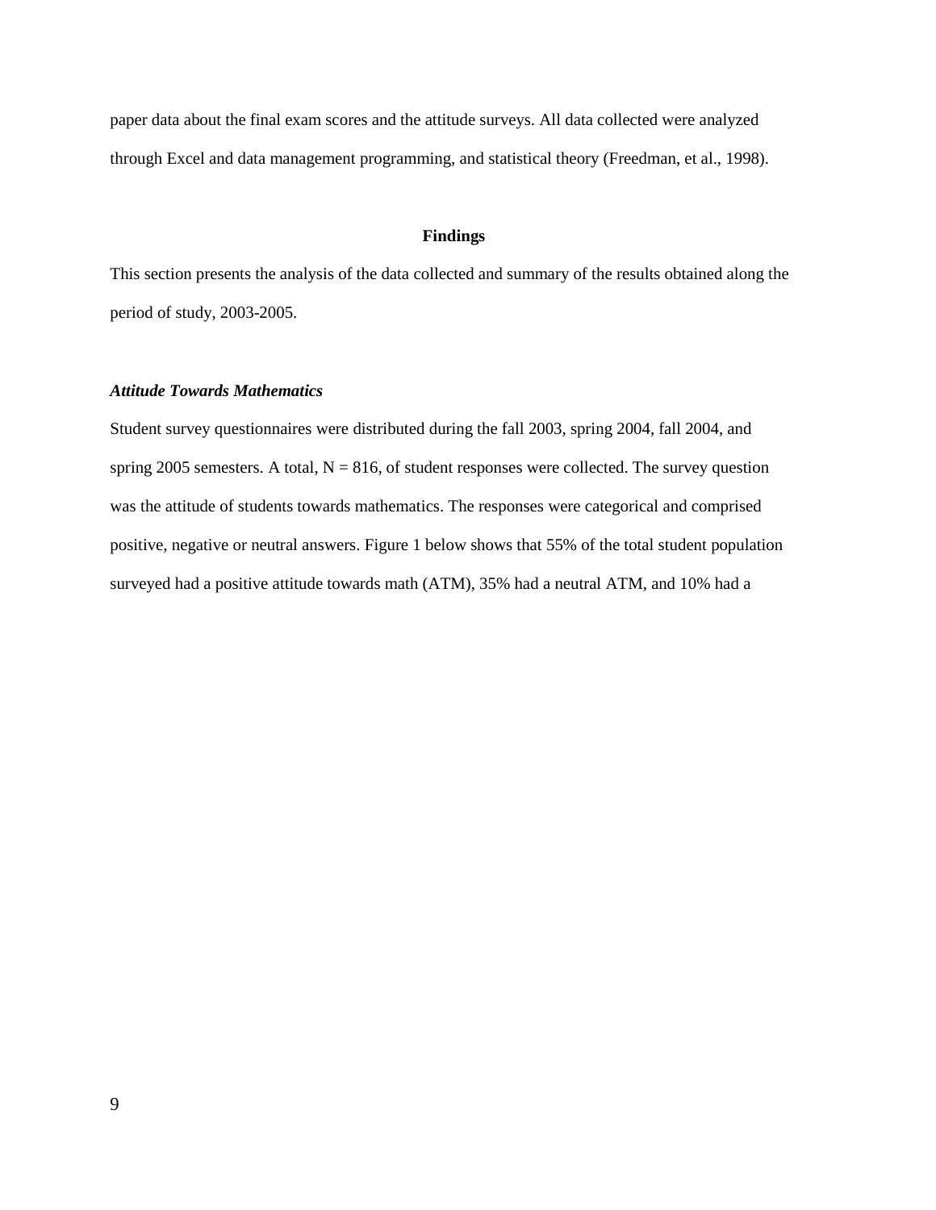paper data about the final exam scores and the attitude surveys. All data collected were analyzed through Excel and data management programming, and statistical theory (Freedman, et al., 1998).

## Findings

This section presents the analysis of the data collected and summary of the results obtained along the period of study, 2003-2005.

### *Attitude Towards Mathematics*

Student survey questionnaires were distributed during the fall 2003, spring 2004, fall 2004, and spring 2005 semesters. A total, $N = 816$, of student responses were collected. The survey question was the attitude of students towards mathematics. The responses were categorical and comprised positive, negative or neutral answers. Figure 1 below shows that 55% of the total student population surveyed had a positive attitude towards math (ATM), 35% had a neutral ATM, and 10% had a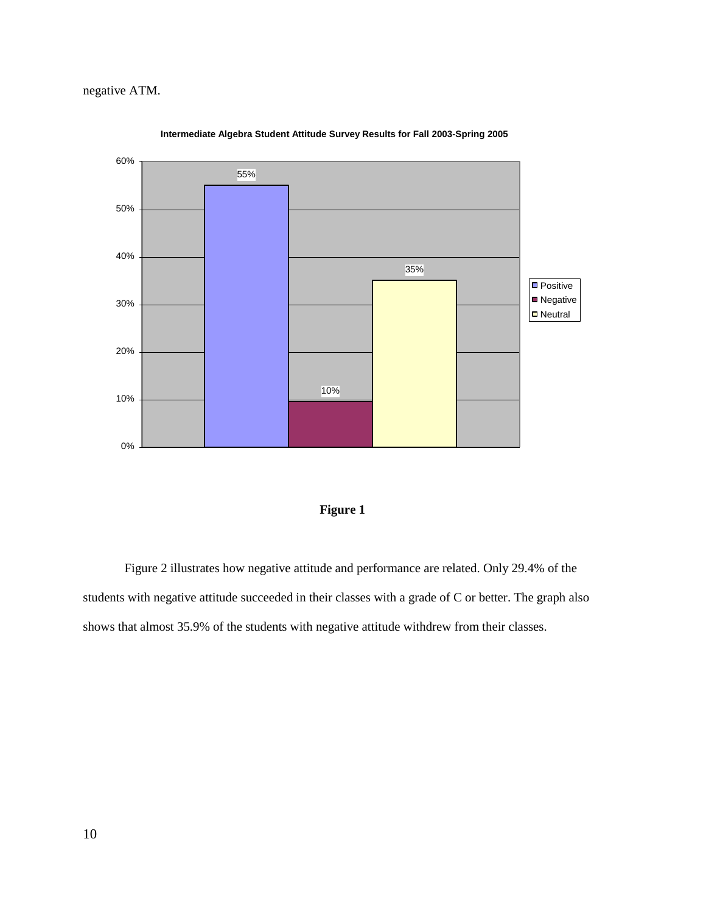negative ATM.

**Intermediate Algebra Student Attitude Survey Results for Fall 2003-Spring 2005**

| Attitude | Percentage |
|---|---|
| Positive | 55% |
| Negative | 10% |
| Neutral | 35% |

**Figure 1**

Figure 2 illustrates how negative attitude and performance are related. Only 29.4% of the students with negative attitude succeeded in their classes with a grade of C or better. The graph also shows that almost 35.9% of the students with negative attitude withdrew from their classes.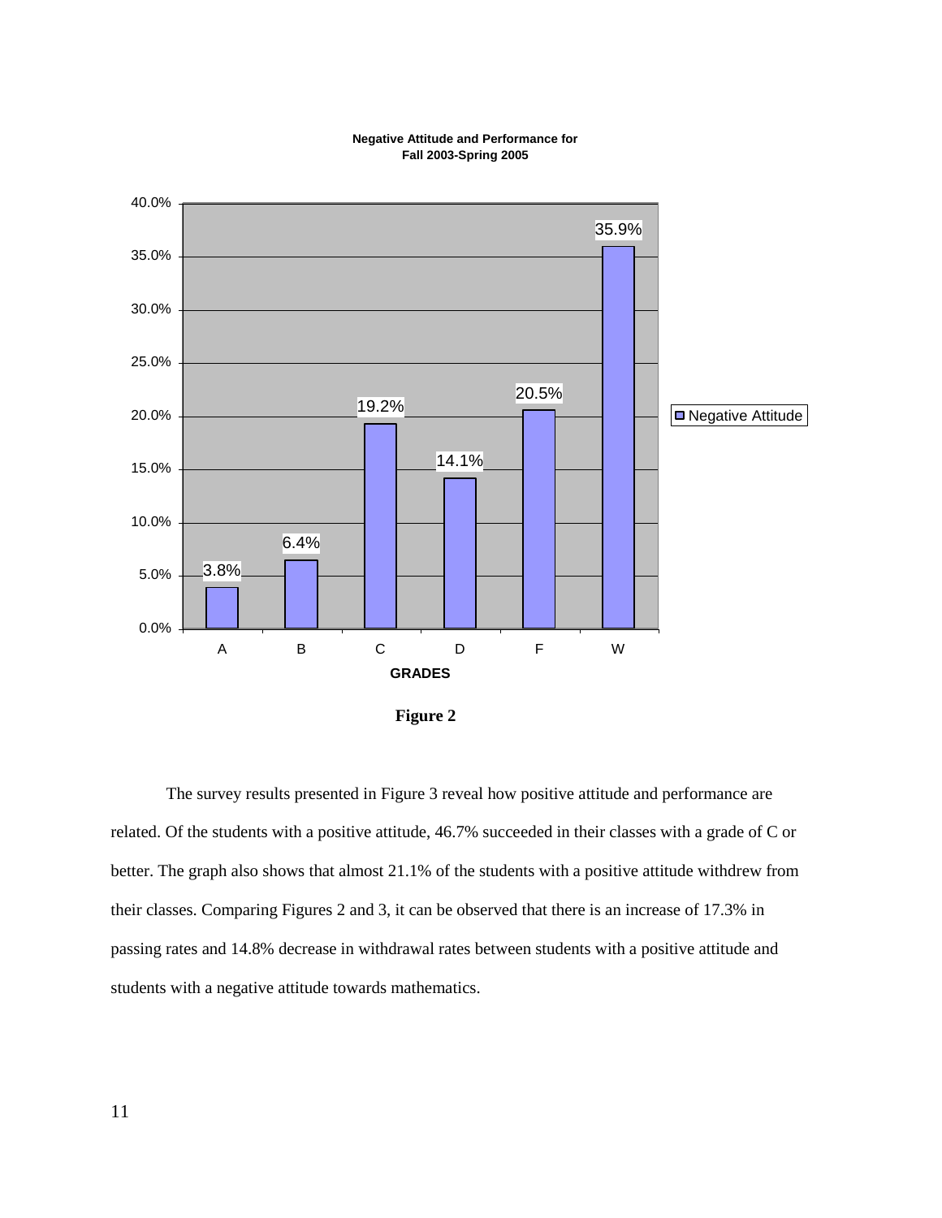**Negative Attitude and Performance for Fall 2003-Spring 2005**

| GRADES | Negative Attitude |
|---|---|
| A | 3.8% |
| B | 6.4% |
| C | 19.2% |
| D | 14.1% |
| F | 20.5% |
| W | 35.9% |

**Figure 2**

The survey results presented in Figure 3 reveal how positive attitude and performance are related. Of the students with a positive attitude, 46.7% succeeded in their classes with a grade of C or better. The graph also shows that almost 21.1% of the students with a positive attitude withdrew from their classes. Comparing Figures 2 and 3, it can be observed that there is an increase of 17.3% in passing rates and 14.8% decrease in withdrawal rates between students with a positive attitude and students with a negative attitude towards mathematics.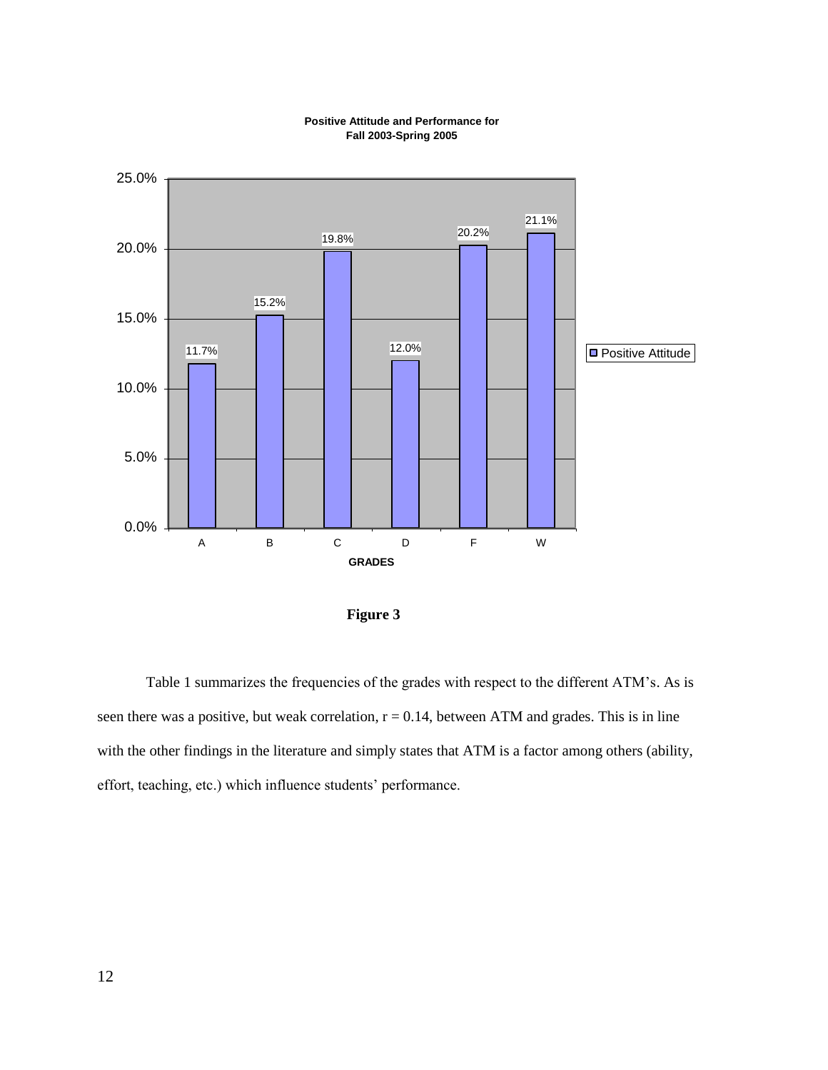**Positive Attitude and Performance for Fall 2003-Spring 2005**

**Figure 3**

Table 1 summarizes the frequencies of the grades with respect to the different ATM's. As is seen there was a positive, but weak correlation, $r = 0.14$, between ATM and grades. This is in line with the other findings in the literature and simply states that ATM is a factor among others (ability, effort, teaching, etc.) which influence students' performance.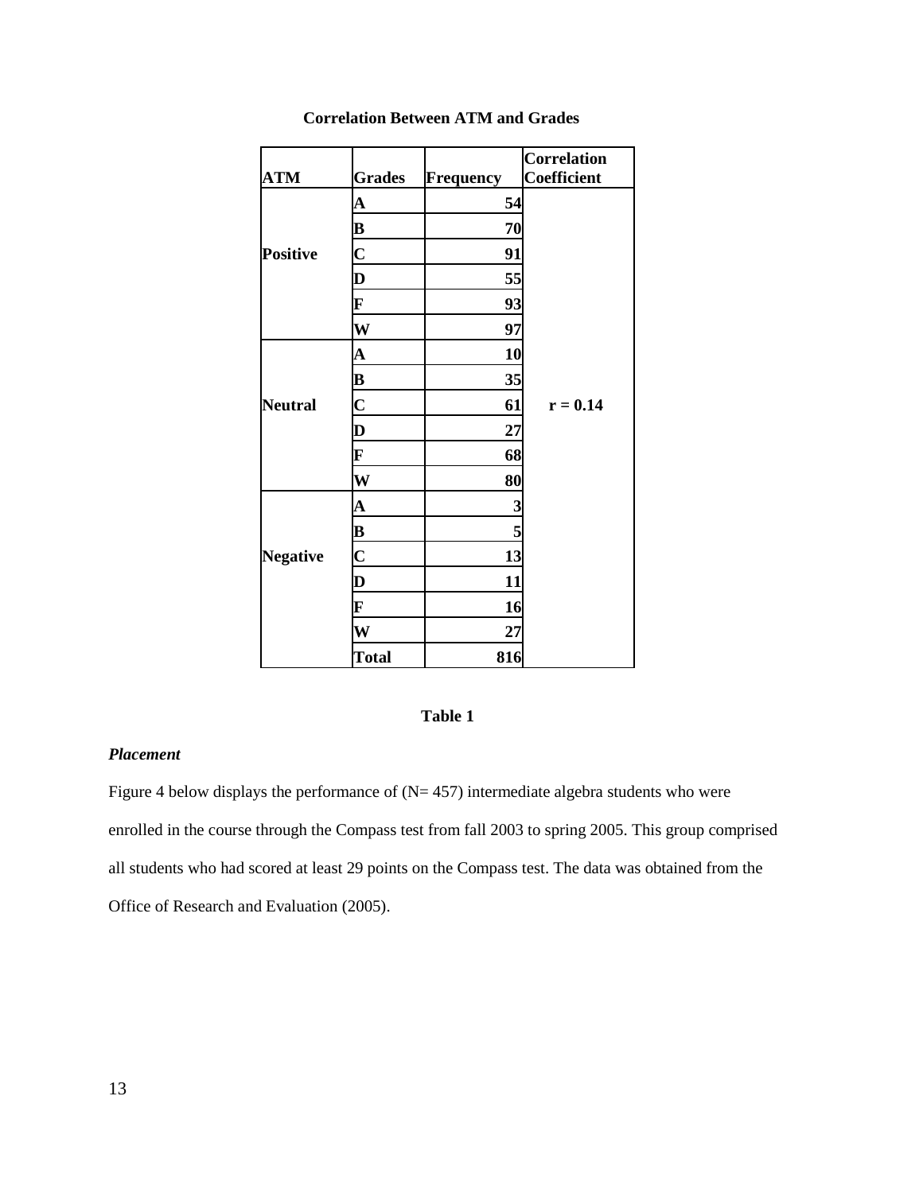**Correlation Between ATM and Grades**

| ATM | Grades | Frequency | Correlation Coefficient |
|---|---|---|---|
| Positive | A | 54 | r = 0.14 |
| | B | 70 | |
| | C | 91 | |
| | D | 55 | |
| | F | 93 | |
| | W | 97 | |
| Neutral | A | 10 | |
| | B | 35 | |
| | C | 61 | |
| | D | 27 | |
| | F | 68 | |
| | W | 80 | |
| Negative | A | 3 | |
| | B | 5 | |
| | C | 13 | |
| | D | 11 | |
| | F | 16 | |
| | W | 27 | |
| | Total | 816 | |

**Table 1**

### *Placement*

Figure 4 below displays the performance of (N= 457) intermediate algebra students who were enrolled in the course through the Compass test from fall 2003 to spring 2005. This group comprised all students who had scored at least 29 points on the Compass test. The data was obtained from the Office of Research and Evaluation (2005).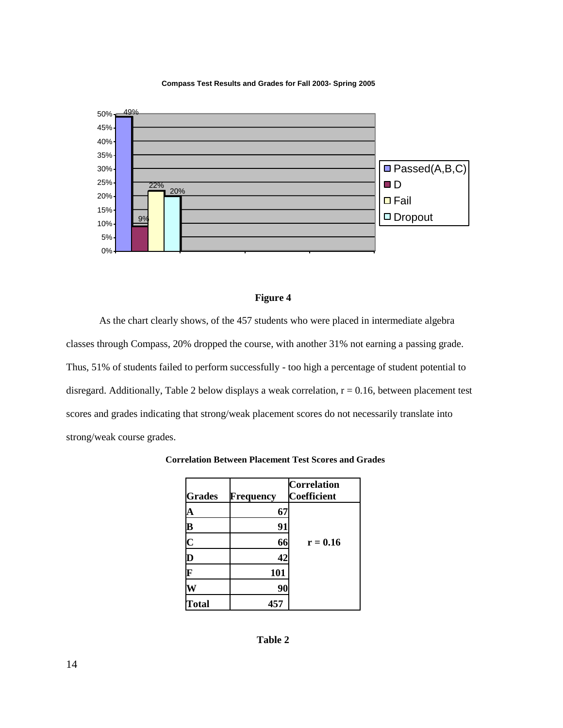**Compass Test Results and Grades for Fall 2003- Spring 2005**

| Category | Percentage |
|---|---|
| Passed(A,B,C) | 49% |
| D | 9% |
| Fail | 22% |
| Dropout | 20% |

**Figure 4**

As the chart clearly shows, of the 457 students who were placed in intermediate algebra classes through Compass, 20% dropped the course, with another 31% not earning a passing grade. Thus, 51% of students failed to perform successfully - too high a percentage of student potential to disregard. Additionally, Table 2 below displays a weak correlation, $r = 0.16$, between placement test scores and grades indicating that strong/weak placement scores do not necessarily translate into strong/weak course grades.

**Correlation Between Placement Test Scores and Grades**

| Grades | Frequency | Correlation Coefficient |
|---|---|---|
| A | 67 | |
| B | 91 | |
| C | 66 | $r = 0.16$ |
| D | 42 | |
| F | 101 | |
| W | 90 | |
| Total | 457 | |

**Table 2**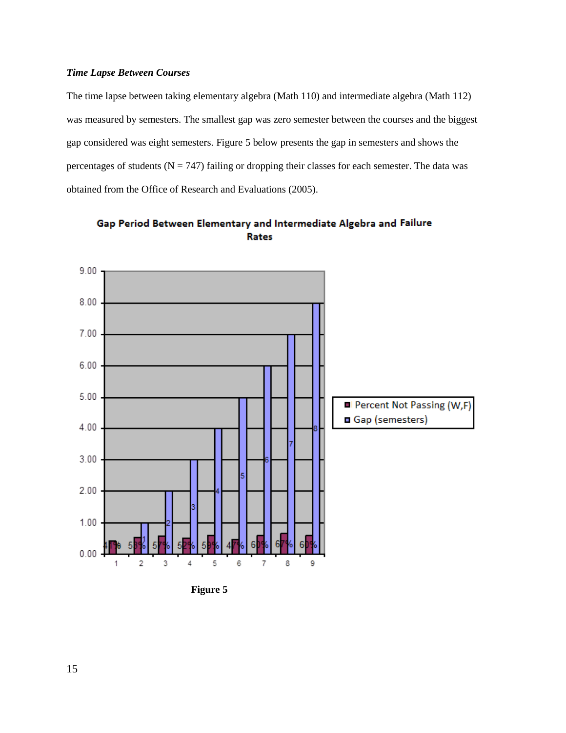### *Time Lapse Between Courses*

The time lapse between taking elementary algebra (Math 110) and intermediate algebra (Math 112) was measured by semesters. The smallest gap was zero semester between the courses and the biggest gap considered was eight semesters. Figure 5 below presents the gap in semesters and shows the percentages of students (N = 747) failing or dropping their classes for each semester. The data was obtained from the Office of Research and Evaluations (2005).

**Gap Period Between Elementary and Intermediate Algebra and Failure Rates**

| | 1 | 2 | 3 | 4 | 5 | 6 | 7 | 8 | 9 |
|---|---|---|---|---|---|---|---|---|---|
| Percent Not Passing (W,F) | 41% | 53% | 57% | 52% | 59% | 47% | 60% | 67% | 60% |
| Gap (semesters) | | 1 | 2 | 3 | 4 | 5 | 6 | 7 | 8 |

**Figure 5**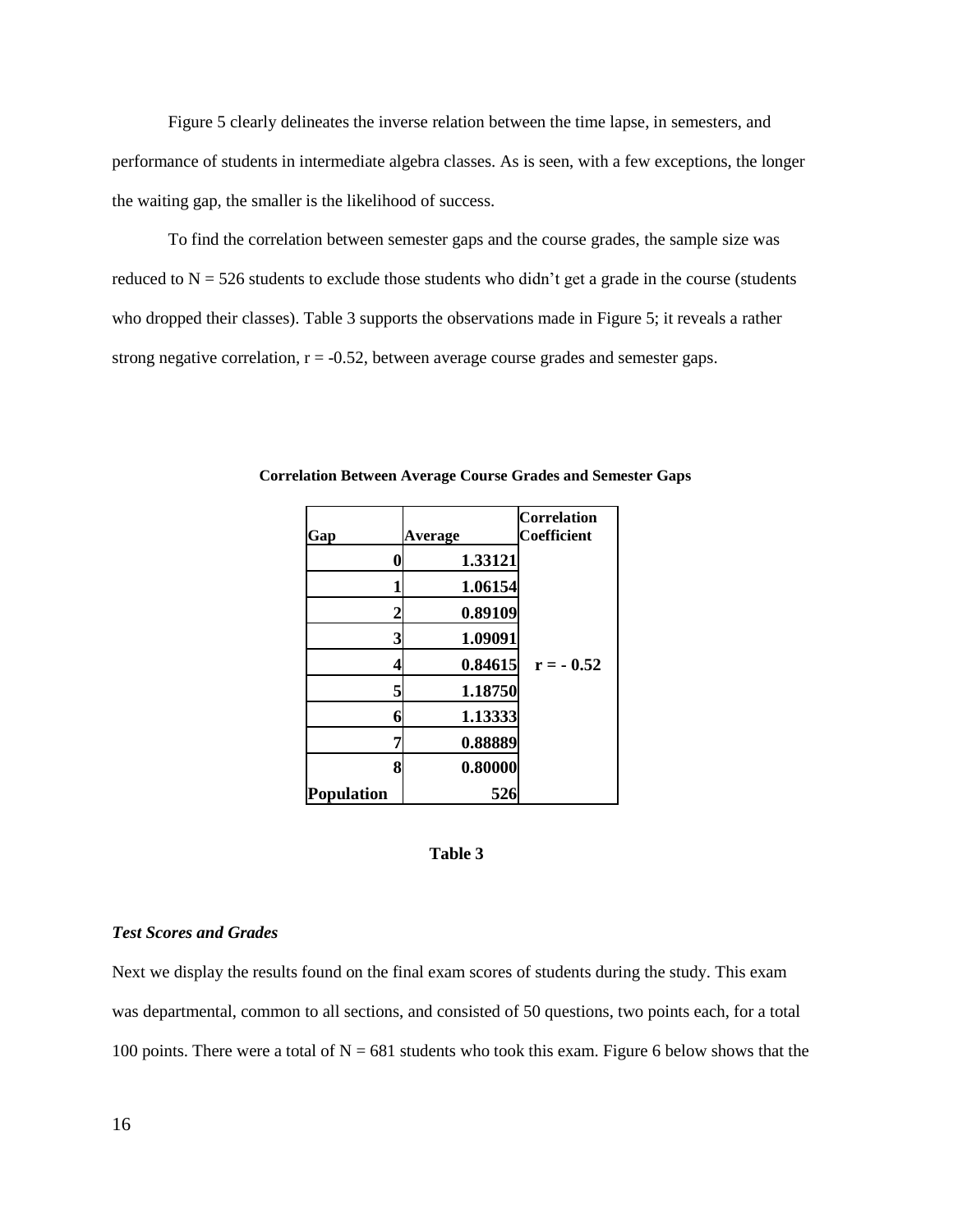Figure 5 clearly delineates the inverse relation between the time lapse, in semesters, and performance of students in intermediate algebra classes. As is seen, with a few exceptions, the longer the waiting gap, the smaller is the likelihood of success.

To find the correlation between semester gaps and the course grades, the sample size was reduced to N = 526 students to exclude those students who didn't get a grade in the course (students who dropped their classes). Table 3 supports the observations made in Figure 5; it reveals a rather strong negative correlation, r = -0.52, between average course grades and semester gaps.

**Correlation Between Average Course Grades and Semester Gaps**

| Gap | Average | Correlation Coefficient |
|---|---|---|
| 0 | 1.33121 | |
| 1 | 1.06154 | |
| 2 | 0.89109 | |
| 3 | 1.09091 | |
| 4 | 0.84615 | r = - 0.52 |
| 5 | 1.18750 | |
| 6 | 1.13333 | |
| 7 | 0.88889 | |
| 8 | 0.80000 | |
| Population | 526 | |

**Table 3**

### *Test Scores and Grades*

Next we display the results found on the final exam scores of students during the study. This exam was departmental, common to all sections, and consisted of 50 questions, two points each, for a total 100 points. There were a total of N = 681 students who took this exam. Figure 6 below shows that the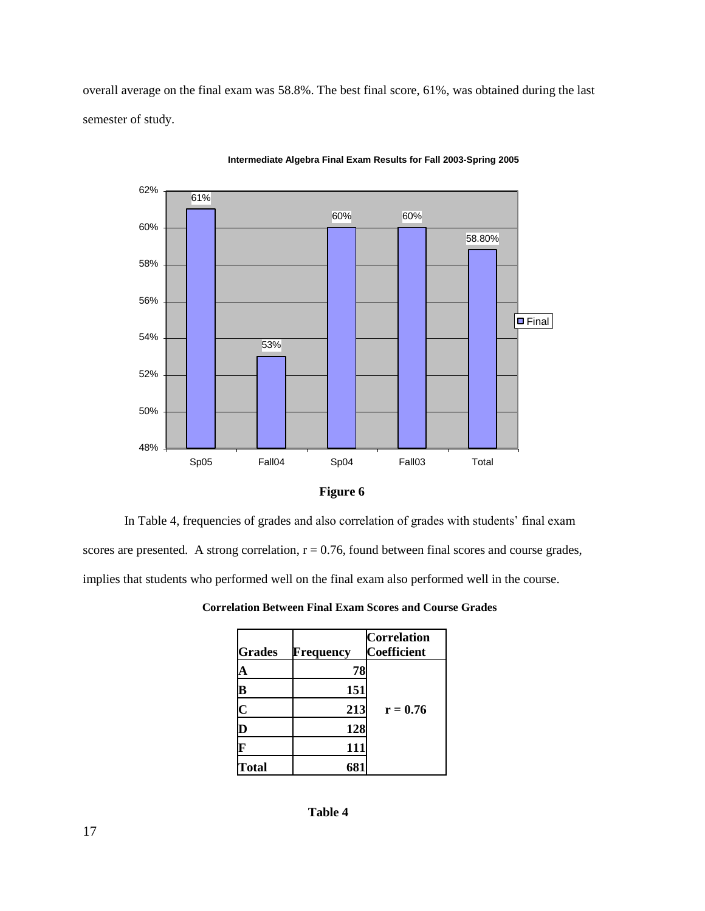overall average on the final exam was 58.8%. The best final score, 61%, was obtained during the last semester of study.

**Intermediate Algebra Final Exam Results for Fall 2003-Spring 2005**

| | Sp05 | Fall04 | Sp04 | Fall03 | Total |
|---|---|---|---|---|---|
| Final | 61% | 53% | 60% | 60% | 58.80% |

**Figure 6**

In Table 4, frequencies of grades and also correlation of grades with students' final exam scores are presented. A strong correlation, $r = 0.76$, found between final scores and course grades, implies that students who performed well on the final exam also performed well in the course.

**Correlation Between Final Exam Scores and Course Grades**

| Grades | Frequency | Correlation Coefficient |
|---|---|---|
| A | 78 | |
| B | 151 | |
| C | 213 | $r = 0.76$ |
| D | 128 | |
| F | 111 | |
| Total | 681 | |

**Table 4**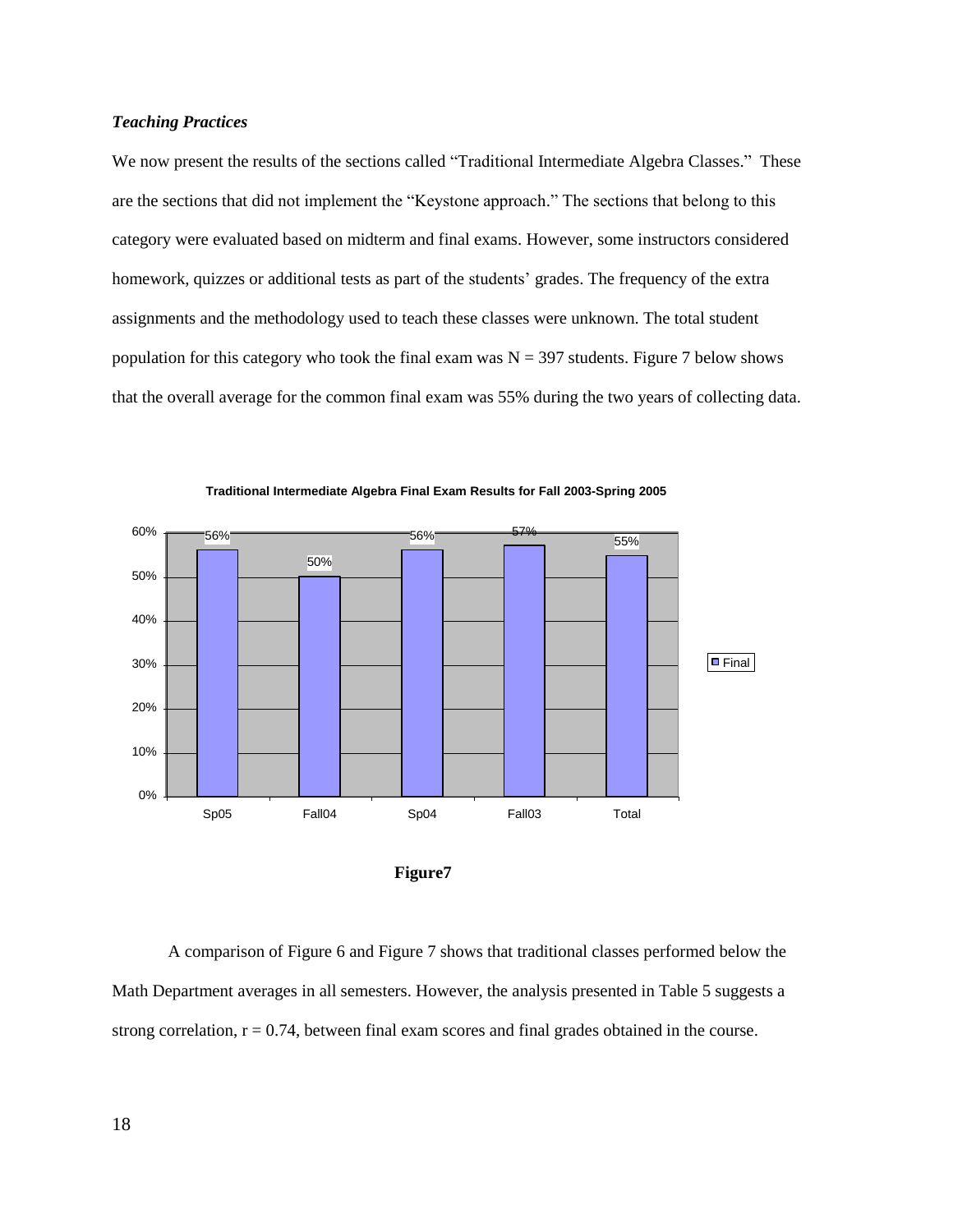### *Teaching Practices*

We now present the results of the sections called "Traditional Intermediate Algebra Classes." These are the sections that did not implement the "Keystone approach." The sections that belong to this category were evaluated based on midterm and final exams. However, some instructors considered homework, quizzes or additional tests as part of the students' grades. The frequency of the extra assignments and the methodology used to teach these classes were unknown. The total student population for this category who took the final exam was N = 397 students. Figure 7 below shows that the overall average for the common final exam was 55% during the two years of collecting data.

**Traditional Intermediate Algebra Final Exam Results for Fall 2003-Spring 2005**

| | Sp05 | Fall04 | Sp04 | Fall03 | Total |
| --- | --- | --- | --- | --- | --- |
| Final | 56% | 50% | 56% | 57% | 55% |

**Figure7**

A comparison of Figure 6 and Figure 7 shows that traditional classes performed below the Math Department averages in all semesters. However, the analysis presented in Table 5 suggests a strong correlation, $r = 0.74$, between final exam scores and final grades obtained in the course.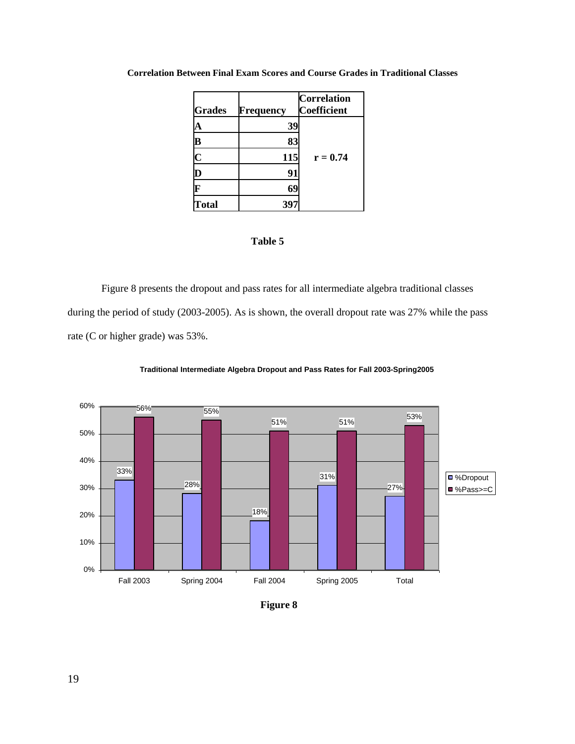**Correlation Between Final Exam Scores and Course Grades in Traditional Classes**

| Grades | Frequency | Correlation Coefficient |
|---|---|---|
| A | 39 | |
| B | 83 | |
| C | 115 | r = 0.74 |
| D | 91 | |
| F | 69 | |
| Total | 397 | |

**Table 5**

Figure 8 presents the dropout and pass rates for all intermediate algebra traditional classes during the period of study (2003-2005). As is shown, the overall dropout rate was 27% while the pass rate (C or higher grade) was 53%.

**Traditional Intermediate Algebra Dropout and Pass Rates for Fall 2003-Spring2005**

| | Fall 2003 | Spring 2004 | Fall 2004 | Spring 2005 | Total |
|---|---|---|---|---|---|
| %Dropout | 33% | 28% | 18% | 31% | 27% |
| %Pass>=C | 56% | 55% | 51% | 51% | 53% |

**Figure 8**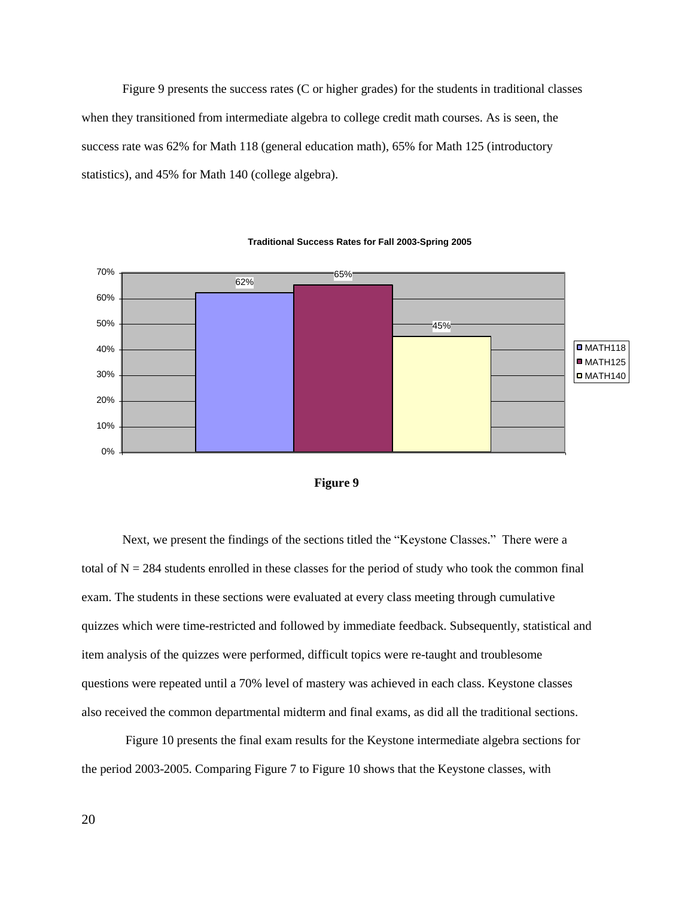Figure 9 presents the success rates (C or higher grades) for the students in traditional classes when they transitioned from intermediate algebra to college credit math courses. As is seen, the success rate was 62% for Math 118 (general education math), 65% for Math 125 (introductory statistics), and 45% for Math 140 (college algebra).

**Traditional Success Rates for Fall 2003-Spring 2005**

| Course | Success Rate |
| --- | --- |
| MATH118 | 62% |
| MATH125 | 65% |
| MATH140 | 45% |

**Figure 9**

Next, we present the findings of the sections titled the "Keystone Classes." There were a total of N = 284 students enrolled in these classes for the period of study who took the common final exam. The students in these sections were evaluated at every class meeting through cumulative quizzes which were time-restricted and followed by immediate feedback. Subsequently, statistical and item analysis of the quizzes were performed, difficult topics were re-taught and troublesome questions were repeated until a 70% level of mastery was achieved in each class. Keystone classes also received the common departmental midterm and final exams, as did all the traditional sections.

Figure 10 presents the final exam results for the Keystone intermediate algebra sections for the period 2003-2005. Comparing Figure 7 to Figure 10 shows that the Keystone classes, with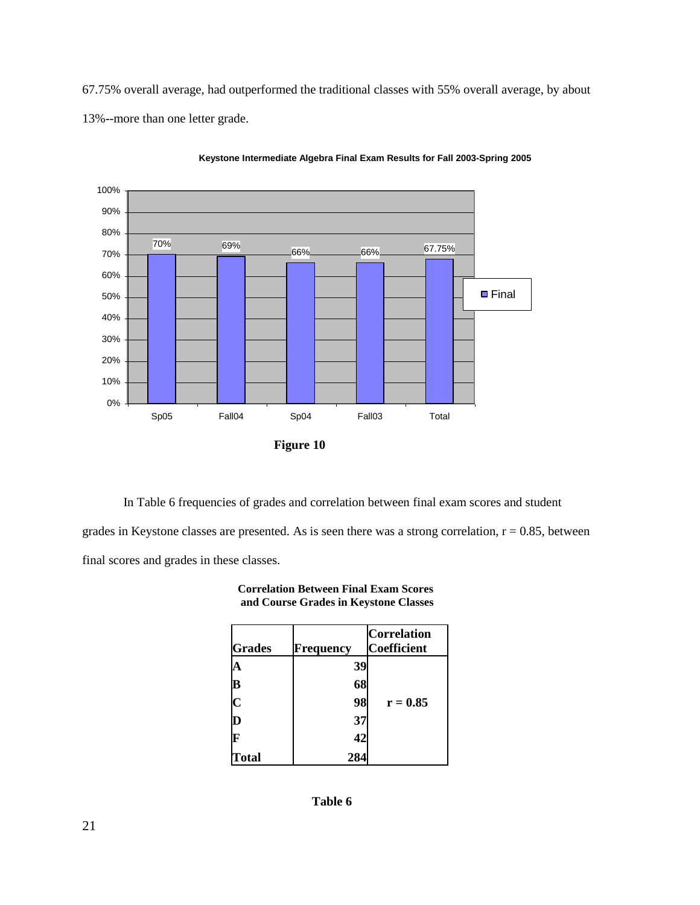67.75% overall average, had outperformed the traditional classes with 55% overall average, by about 13%--more than one letter grade.

**Keystone Intermediate Algebra Final Exam Results for Fall 2003-Spring 2005**

| | Sp05 | Fall04 | Sp04 | Fall03 | Total |
|---|---|---|---|---|---|
| Final | 70% | 69% | 66% | 66% | 67.75% |

**Figure 10**

In Table 6 frequencies of grades and correlation between final exam scores and student grades in Keystone classes are presented. As is seen there was a strong correlation, r = 0.85, between final scores and grades in these classes.

**Correlation Between Final Exam Scores and Course Grades in Keystone Classes**

| Grades | Frequency | Correlation Coefficient |
|---|---|---|
| A | 39 | |
| B | 68 | |
| C | 98 | r = 0.85 |
| D | 37 | |
| F | 42 | |
| Total | 284 | |

**Table 6**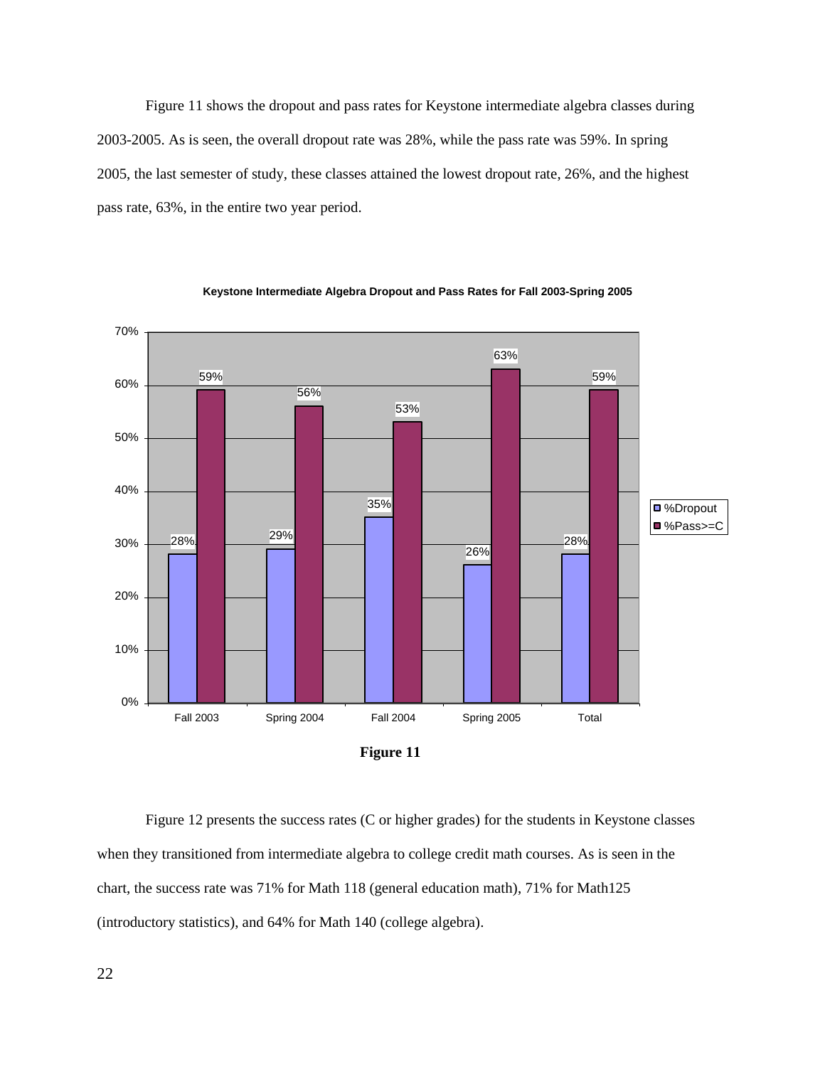Figure 11 shows the dropout and pass rates for Keystone intermediate algebra classes during 2003-2005. As is seen, the overall dropout rate was 28%, while the pass rate was 59%. In spring 2005, the last semester of study, these classes attained the lowest dropout rate, 26%, and the highest pass rate, 63%, in the entire two year period.

**Keystone Intermediate Algebra Dropout and Pass Rates for Fall 2003-Spring 2005**

| | %Dropout | %Pass>=C |
|---|---|---|
| Fall 2003 | 28% | 59% |
| Spring 2004 | 29% | 56% |
| Fall 2004 | 35% | 53% |
| Spring 2005 | 26% | 63% |
| Total | 28% | 59% |

**Figure 11**

Figure 12 presents the success rates (C or higher grades) for the students in Keystone classes when they transitioned from intermediate algebra to college credit math courses. As is seen in the chart, the success rate was 71% for Math 118 (general education math), 71% for Math125 (introductory statistics), and 64% for Math 140 (college algebra).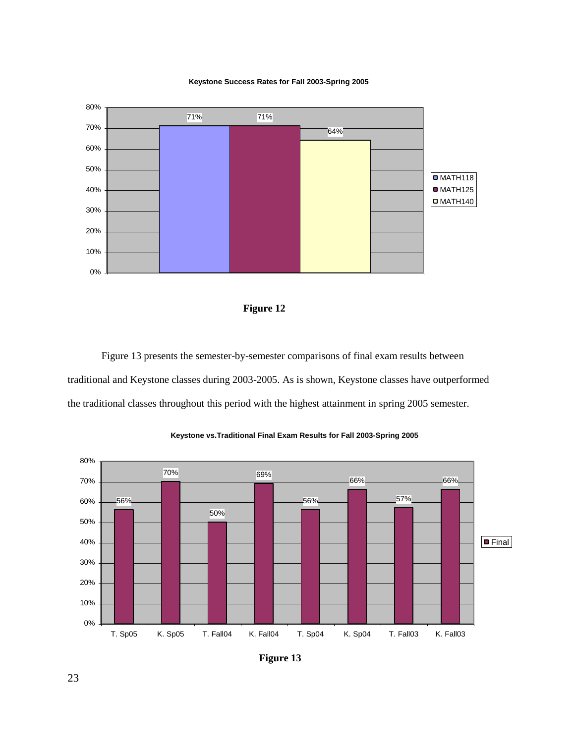**Keystone Success Rates for Fall 2003-Spring 2005**

| Course | Success Rate |
|---|---|
| MATH118 | 71% |
| MATH125 | 71% |
| MATH140 | 64% |

**Figure 12**

Figure 13 presents the semester-by-semester comparisons of final exam results between traditional and Keystone classes during 2003-2005. As is shown, Keystone classes have outperformed the traditional classes throughout this period with the highest attainment in spring 2005 semester.

**Keystone vs.Traditional Final Exam Results for Fall 2003-Spring 2005**

| | T. Sp05 | K. Sp05 | T. Fall04 | K. Fall04 | T. Sp04 | K. Sp04 | T. Fall03 | K. Fall03 |
|---|---|---|---|---|---|---|---|---|
| Final | 56% | 70% | 50% | 69% | 56% | 66% | 57% | 66% |

**Figure 13**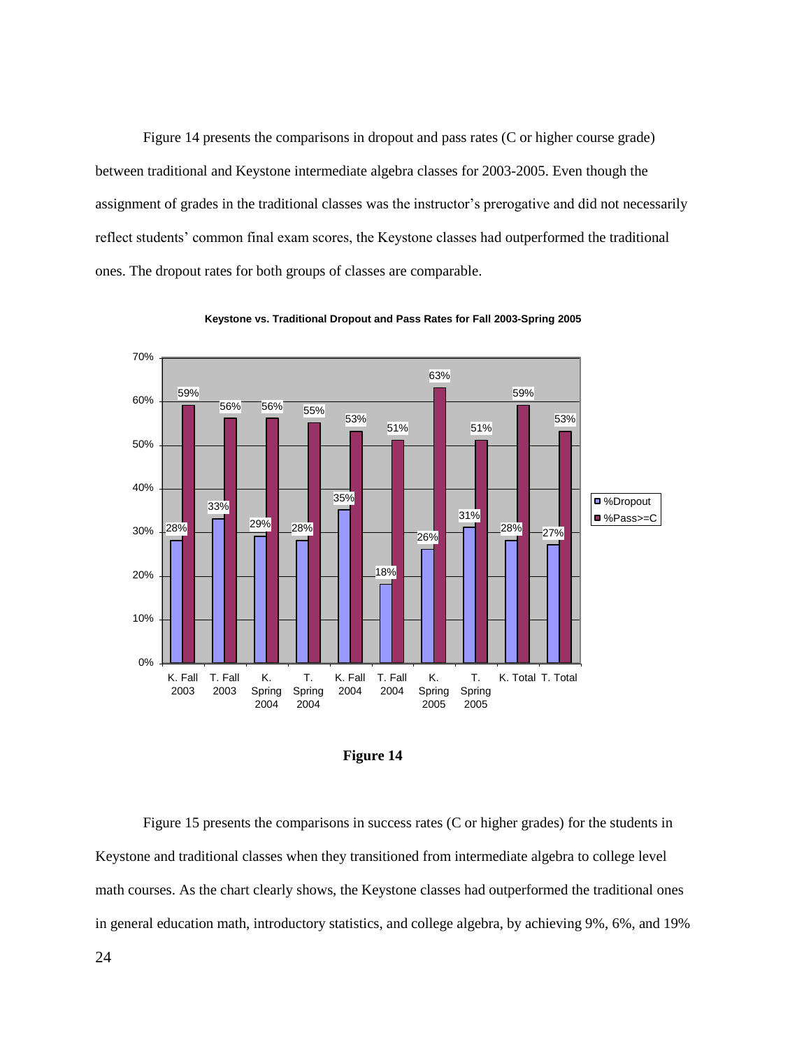Figure 14 presents the comparisons in dropout and pass rates (C or higher course grade) between traditional and Keystone intermediate algebra classes for 2003-2005. Even though the assignment of grades in the traditional classes was the instructor's prerogative and did not necessarily reflect students' common final exam scores, the Keystone classes had outperformed the traditional ones. The dropout rates for both groups of classes are comparable.

**Keystone vs. Traditional Dropout and Pass Rates for Fall 2003-Spring 2005**

| | %Dropout | %Pass>=C |
|---|---|---|
| K. Fall 2003 | 28% | 59% |
| T. Fall 2003 | 33% | 56% |
| K. Spring 2004 | 29% | 56% |
| T. Spring 2004 | 28% | 55% |
| K. Fall 2004 | 35% | 53% |
| T. Fall 2004 | 18% | 51% |
| K. Spring 2005 | 26% | 63% |
| T. Spring 2005 | 31% | 51% |
| K. Total | 28% | 59% |
| T. Total | 27% | 53% |

**Figure 14**

Figure 15 presents the comparisons in success rates (C or higher grades) for the students in Keystone and traditional classes when they transitioned from intermediate algebra to college level math courses. As the chart clearly shows, the Keystone classes had outperformed the traditional ones in general education math, introductory statistics, and college algebra, by achieving 9%, 6%, and 19%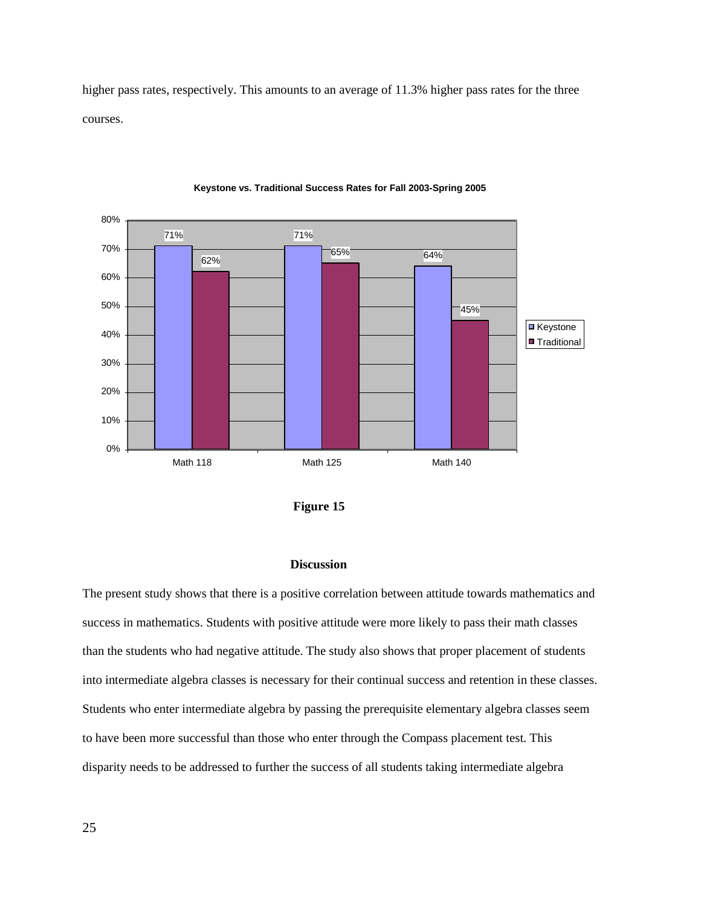higher pass rates, respectively. This amounts to an average of 11.3% higher pass rates for the three courses.

**Keystone vs. Traditional Success Rates for Fall 2003-Spring 2005**

| | Keystone | Traditional |
|---|---|---|
| Math 118 | 71% | 62% |
| Math 125 | 71% | 65% |
| Math 140 | 64% | 45% |

**Figure 15**

## Discussion

The present study shows that there is a positive correlation between attitude towards mathematics and success in mathematics. Students with positive attitude were more likely to pass their math classes than the students who had negative attitude. The study also shows that proper placement of students into intermediate algebra classes is necessary for their continual success and retention in these classes. Students who enter intermediate algebra by passing the prerequisite elementary algebra classes seem to have been more successful than those who enter through the Compass placement test. This disparity needs to be addressed to further the success of all students taking intermediate algebra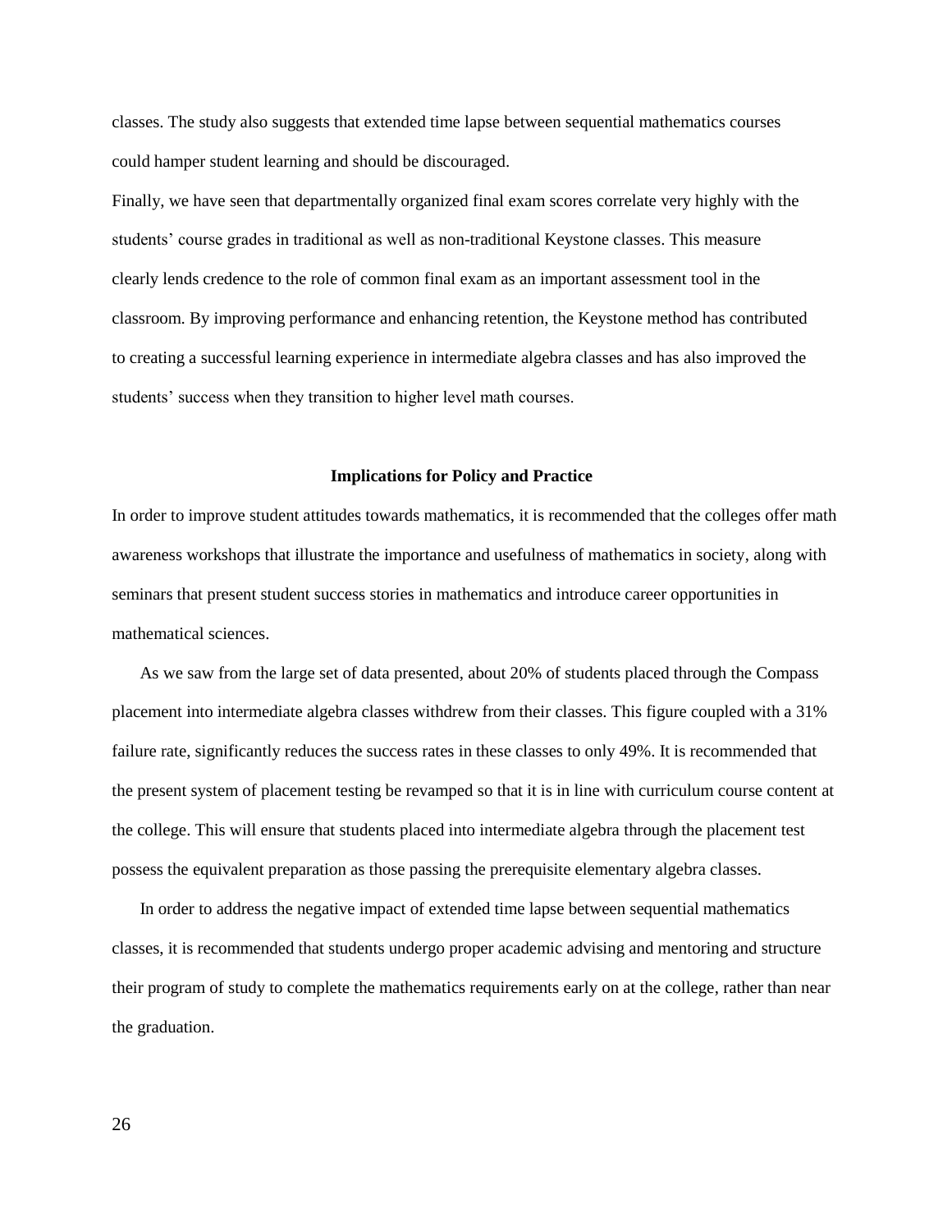classes. The study also suggests that extended time lapse between sequential mathematics courses could hamper student learning and should be discouraged.

Finally, we have seen that departmentally organized final exam scores correlate very highly with the students' course grades in traditional as well as non-traditional Keystone classes. This measure clearly lends credence to the role of common final exam as an important assessment tool in the classroom. By improving performance and enhancing retention, the Keystone method has contributed to creating a successful learning experience in intermediate algebra classes and has also improved the students' success when they transition to higher level math courses.

## Implications for Policy and Practice

In order to improve student attitudes towards mathematics, it is recommended that the colleges offer math awareness workshops that illustrate the importance and usefulness of mathematics in society, along with seminars that present student success stories in mathematics and introduce career opportunities in mathematical sciences.

As we saw from the large set of data presented, about 20% of students placed through the Compass placement into intermediate algebra classes withdrew from their classes. This figure coupled with a 31% failure rate, significantly reduces the success rates in these classes to only 49%. It is recommended that the present system of placement testing be revamped so that it is in line with curriculum course content at the college. This will ensure that students placed into intermediate algebra through the placement test possess the equivalent preparation as those passing the prerequisite elementary algebra classes.

In order to address the negative impact of extended time lapse between sequential mathematics classes, it is recommended that students undergo proper academic advising and mentoring and structure their program of study to complete the mathematics requirements early on at the college, rather than near the graduation.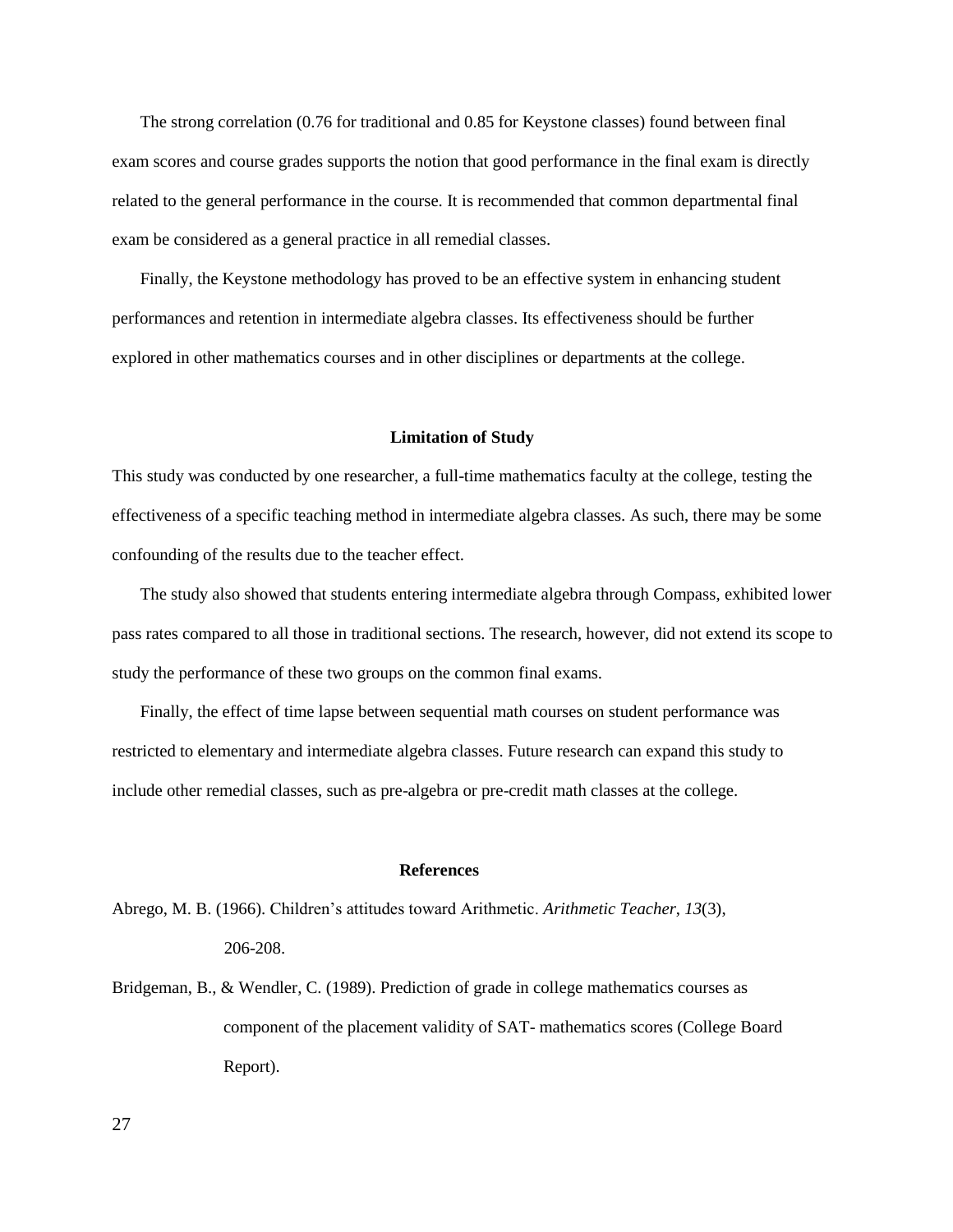The strong correlation (0.76 for traditional and 0.85 for Keystone classes) found between final exam scores and course grades supports the notion that good performance in the final exam is directly related to the general performance in the course. It is recommended that common departmental final exam be considered as a general practice in all remedial classes.

Finally, the Keystone methodology has proved to be an effective system in enhancing student performances and retention in intermediate algebra classes. Its effectiveness should be further explored in other mathematics courses and in other disciplines or departments at the college.

## Limitation of Study

This study was conducted by one researcher, a full-time mathematics faculty at the college, testing the effectiveness of a specific teaching method in intermediate algebra classes. As such, there may be some confounding of the results due to the teacher effect.

The study also showed that students entering intermediate algebra through Compass, exhibited lower pass rates compared to all those in traditional sections. The research, however, did not extend its scope to study the performance of these two groups on the common final exams.

Finally, the effect of time lapse between sequential math courses on student performance was restricted to elementary and intermediate algebra classes. Future research can expand this study to include other remedial classes, such as pre-algebra or pre-credit math classes at the college.

## References

Abrego, M. B. (1966). Children's attitudes toward Arithmetic. *Arithmetic Teacher*, *13*(3), 206-208.

Bridgeman, B., & Wendler, C. (1989). Prediction of grade in college mathematics courses as component of the placement validity of SAT- mathematics scores (College Board Report).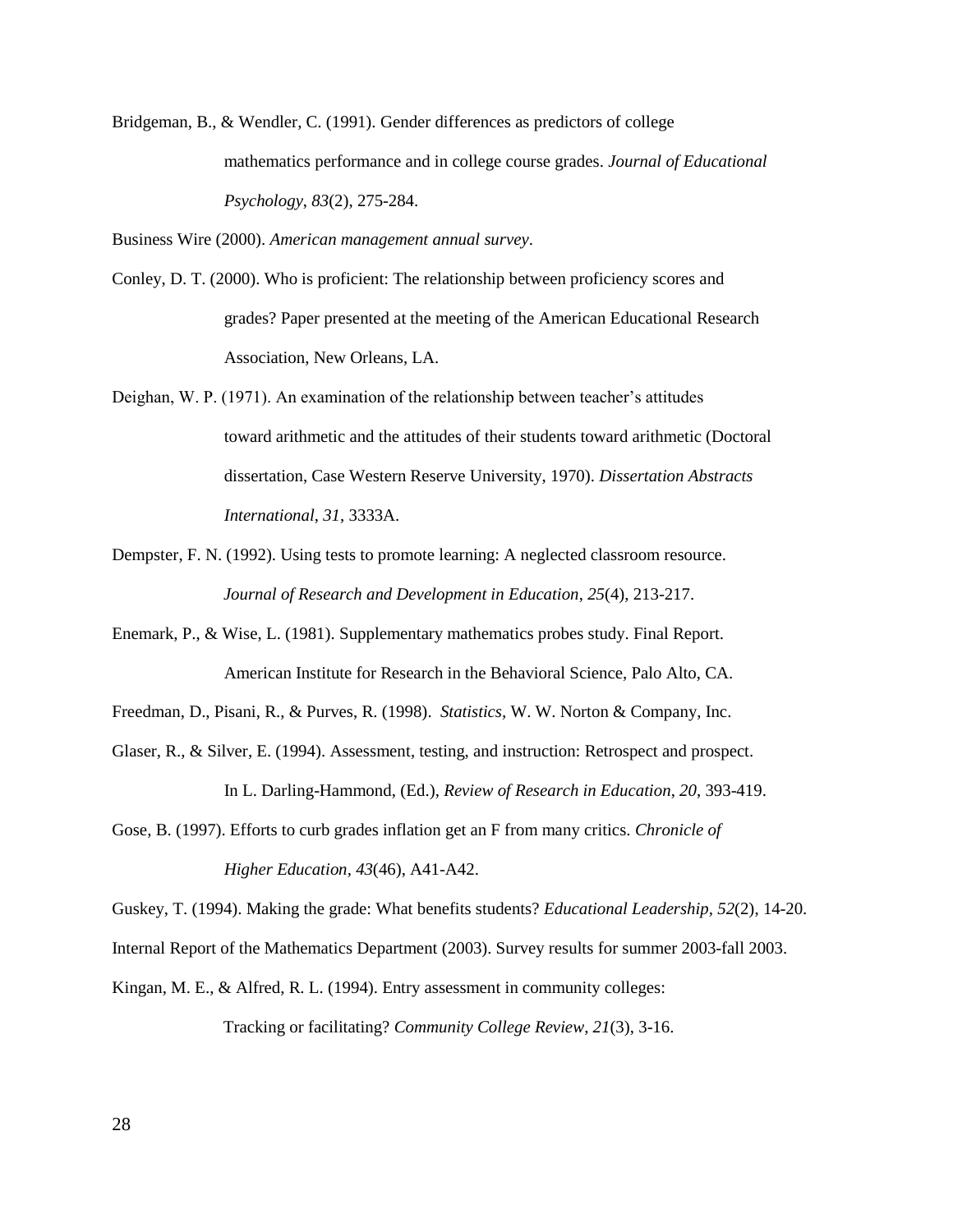Bridgeman, B., & Wendler, C. (1991). Gender differences as predictors of college mathematics performance and in college course grades. *Journal of Educational Psychology*, *83*(2), 275-284.

Business Wire (2000). *American management annual survey*.

Conley, D. T. (2000). Who is proficient: The relationship between proficiency scores and grades? Paper presented at the meeting of the American Educational Research Association, New Orleans, LA.

Deighan, W. P. (1971). An examination of the relationship between teacher's attitudes toward arithmetic and the attitudes of their students toward arithmetic (Doctoral dissertation, Case Western Reserve University, 1970). *Dissertation Abstracts International*, *31*, 3333A.

Dempster, F. N. (1992). Using tests to promote learning: A neglected classroom resource. *Journal of Research and Development in Education*, *25*(4), 213-217.

Enemark, P., & Wise, L. (1981). Supplementary mathematics probes study. Final Report. American Institute for Research in the Behavioral Science, Palo Alto, CA.

Freedman, D., Pisani, R., & Purves, R. (1998). *Statistics*, W. W. Norton & Company, Inc.

Glaser, R., & Silver, E. (1994). Assessment, testing, and instruction: Retrospect and prospect. In L. Darling-Hammond, (Ed.), *Review of Research in Education*, *20*, 393-419.

Gose, B. (1997). Efforts to curb grades inflation get an F from many critics. *Chronicle of Higher Education*, *43*(46), A41-A42.

Guskey, T. (1994). Making the grade: What benefits students? *Educational Leadership*, *52*(2), 14-20.

Internal Report of the Mathematics Department (2003). Survey results for summer 2003-fall 2003.

Kingan, M. E., & Alfred, R. L. (1994). Entry assessment in community colleges: Tracking or facilitating? *Community College Review*, *21*(3), 3-16.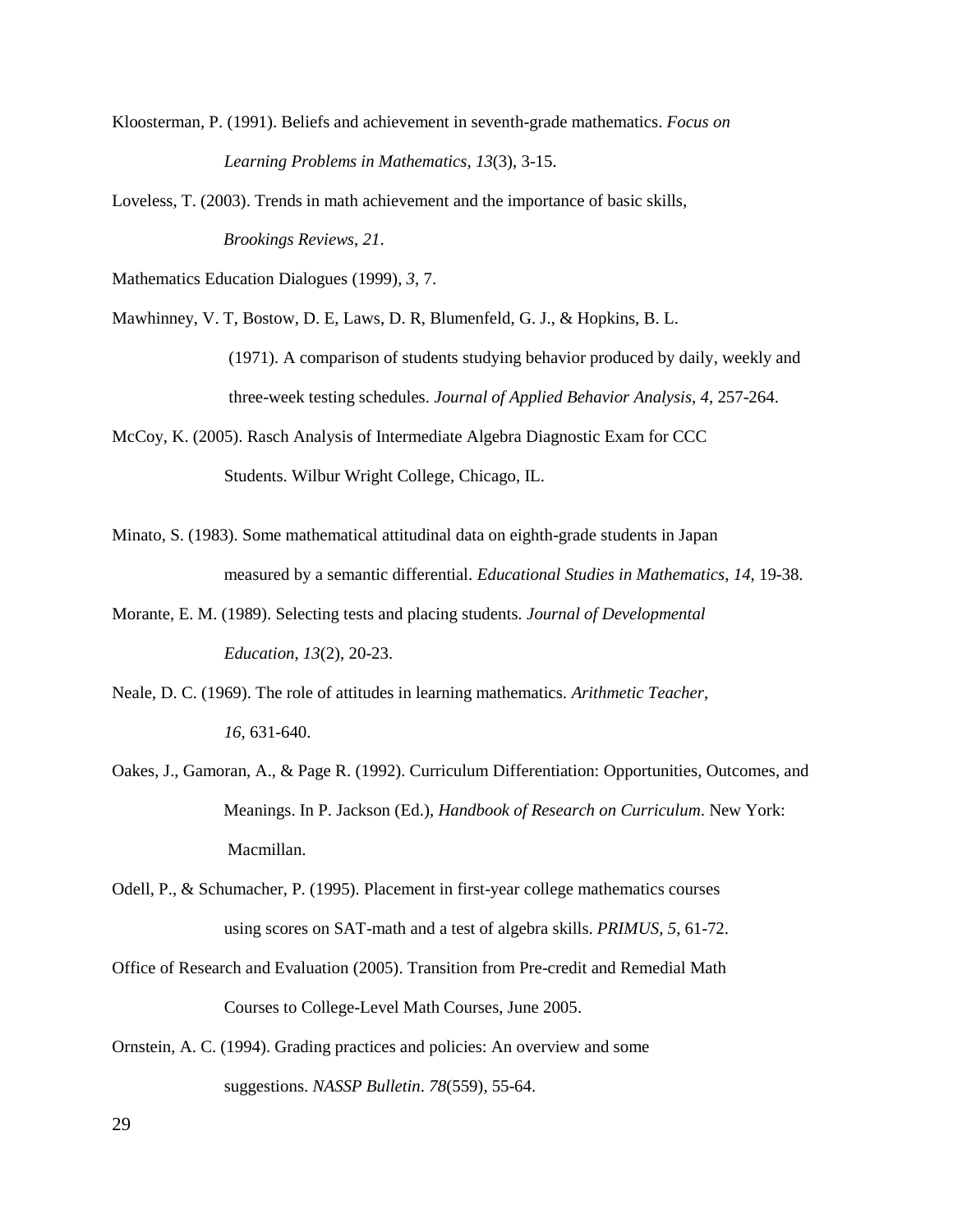Kloosterman, P. (1991). Beliefs and achievement in seventh-grade mathematics. *Focus on Learning Problems in Mathematics*, *13*(3), 3-15.

Loveless, T. (2003). Trends in math achievement and the importance of basic skills, *Brookings Reviews*, *21*.

Mathematics Education Dialogues (1999), *3*, 7.

Mawhinney, V. T, Bostow, D. E, Laws, D. R, Blumenfeld, G. J., & Hopkins, B. L. (1971). A comparison of students studying behavior produced by daily, weekly and three-week testing schedules. *Journal of Applied Behavior Analysis*, *4*, 257-264.

McCoy, K. (2005). Rasch Analysis of Intermediate Algebra Diagnostic Exam for CCC Students. Wilbur Wright College, Chicago, IL.

Minato, S. (1983). Some mathematical attitudinal data on eighth-grade students in Japan measured by a semantic differential. *Educational Studies in Mathematics, 14*, 19-38.

Morante, E. M. (1989). Selecting tests and placing students. *Journal of Developmental Education*, *13*(2), 20-23.

Neale, D. C. (1969). The role of attitudes in learning mathematics. *Arithmetic Teacher*, *16*, 631-640.

Oakes, J., Gamoran, A., & Page R. (1992). Curriculum Differentiation: Opportunities, Outcomes, and Meanings. In P. Jackson (Ed.), *Handbook of Research on Curriculum*. New York: Macmillan.

Odell, P., & Schumacher, P. (1995). Placement in first-year college mathematics courses using scores on SAT-math and a test of algebra skills. *PRIMUS, 5*, 61-72.

Office of Research and Evaluation (2005). Transition from Pre-credit and Remedial Math Courses to College-Level Math Courses, June 2005.

Ornstein, A. C. (1994). Grading practices and policies: An overview and some suggestions. *NASSP Bulletin*. *78*(559), 55-64.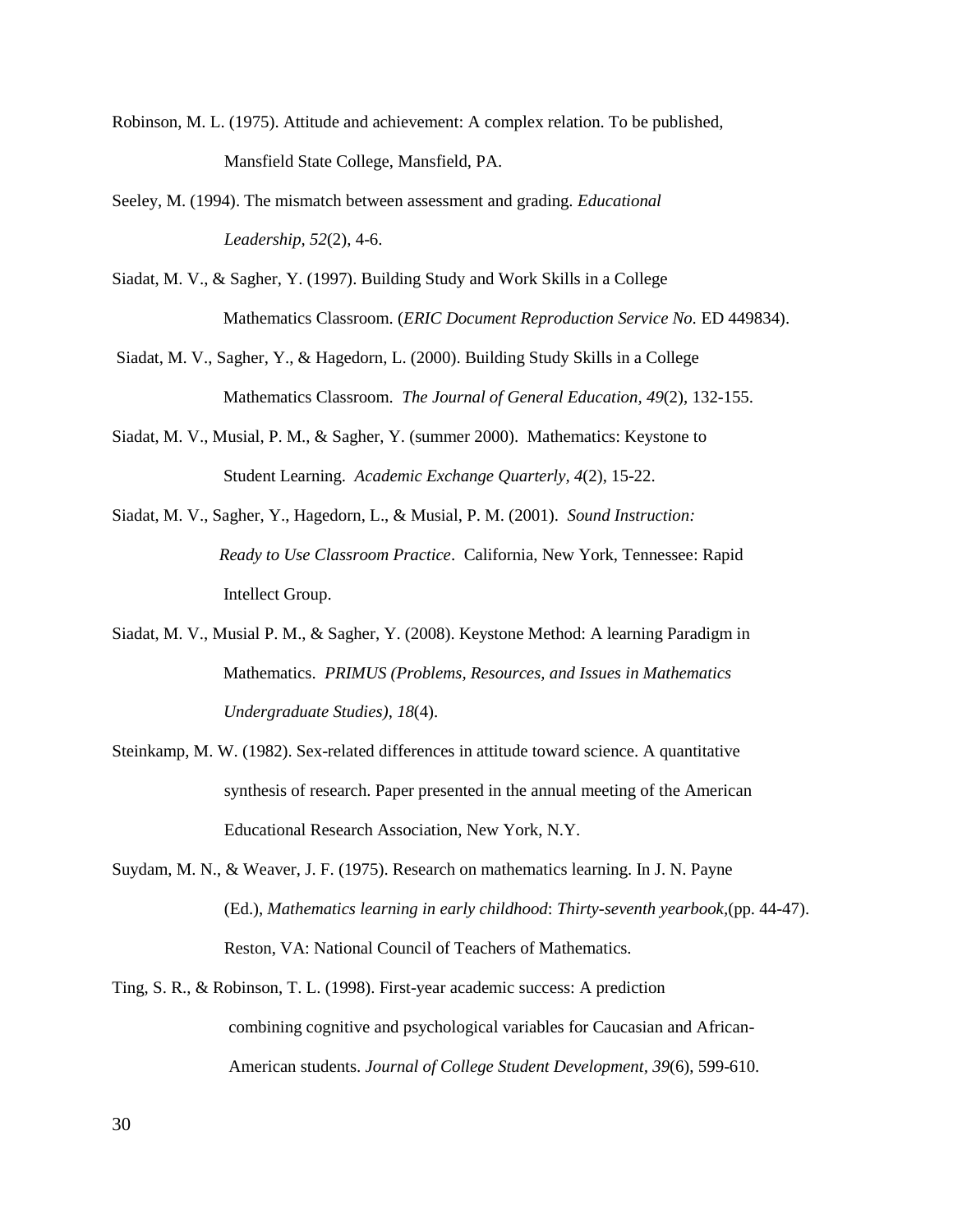Robinson, M. L. (1975). Attitude and achievement: A complex relation. To be published, Mansfield State College, Mansfield, PA.

Seeley, M. (1994). The mismatch between assessment and grading. *Educational Leadership, 52*(2), 4-6.

Siadat, M. V., & Sagher, Y. (1997). Building Study and Work Skills in a College Mathematics Classroom. (*ERIC Document Reproduction Service No.* ED 449834).

Siadat, M. V., Sagher, Y., & Hagedorn, L. (2000). Building Study Skills in a College Mathematics Classroom. *The Journal of General Education, 49*(2), 132-155.

Siadat, M. V., Musial, P. M., & Sagher, Y. (summer 2000). Mathematics: Keystone to Student Learning. *Academic Exchange Quarterly, 4*(2), 15-22.

Siadat, M. V., Sagher, Y., Hagedorn, L., & Musial, P. M. (2001). *Sound Instruction: Ready to Use Classroom Practice*. California, New York, Tennessee: Rapid Intellect Group.

Siadat, M. V., Musial P. M., & Sagher, Y. (2008). Keystone Method: A learning Paradigm in Mathematics. *PRIMUS (Problems, Resources, and Issues in Mathematics Undergraduate Studies), 18*(4).

Steinkamp, M. W. (1982). Sex-related differences in attitude toward science. A quantitative synthesis of research. Paper presented in the annual meeting of the American Educational Research Association, New York, N.Y.

Suydam, M. N., & Weaver, J. F. (1975). Research on mathematics learning. In J. N. Payne (Ed.), *Mathematics learning in early childhood*: *Thirty-seventh yearbook*,(pp. 44-47). Reston, VA: National Council of Teachers of Mathematics.

Ting, S. R., & Robinson, T. L. (1998). First-year academic success: A prediction combining cognitive and psychological variables for Caucasian and African-American students. *Journal of College Student Development, 39*(6), 599-610.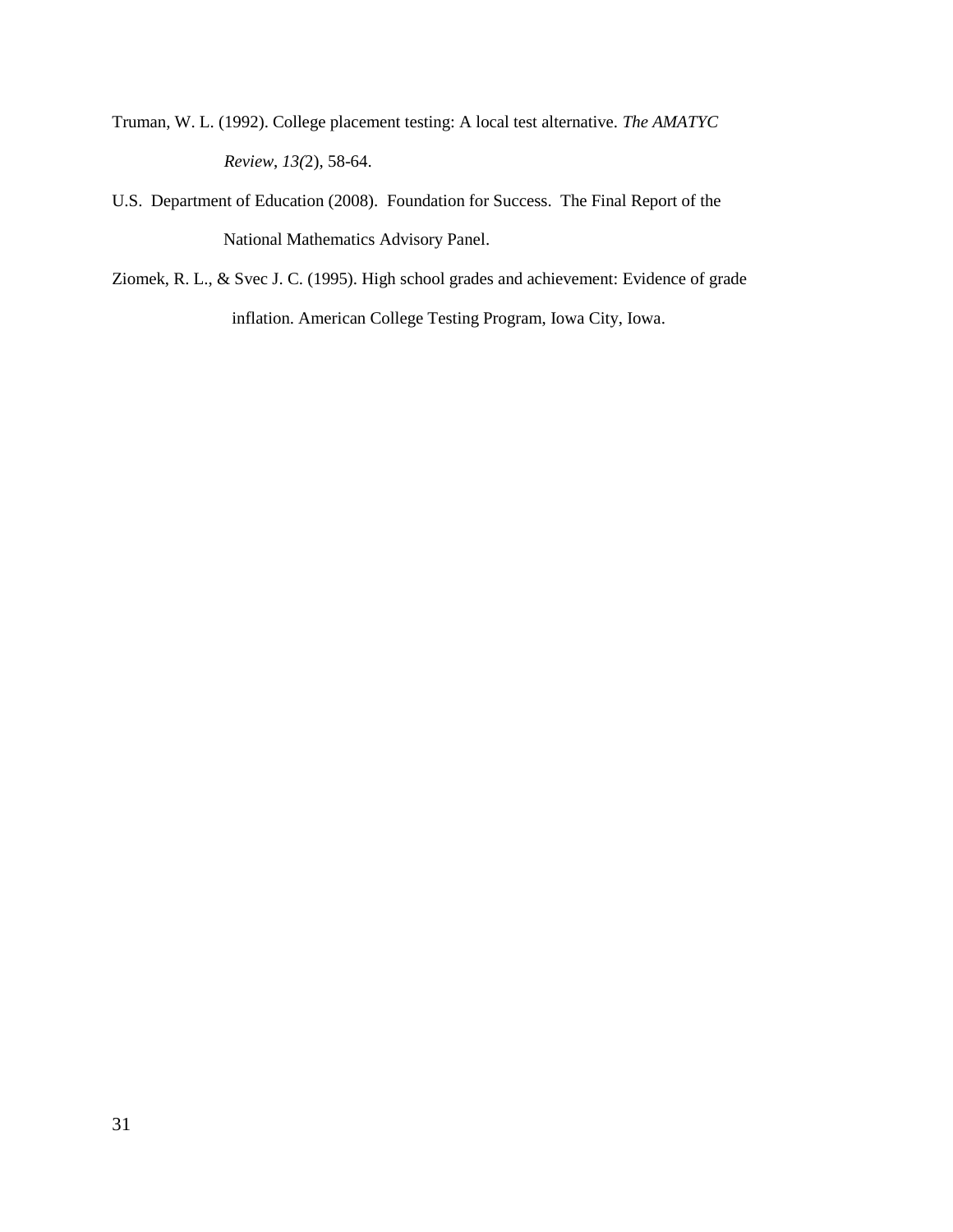Truman, W. L. (1992). College placement testing: A local test alternative. *The AMATYC Review, 13(*2), 58-64.

U.S. Department of Education (2008). Foundation for Success. The Final Report of the National Mathematics Advisory Panel.

Ziomek, R. L., & Svec J. C. (1995). High school grades and achievement: Evidence of grade inflation. American College Testing Program, Iowa City, Iowa.